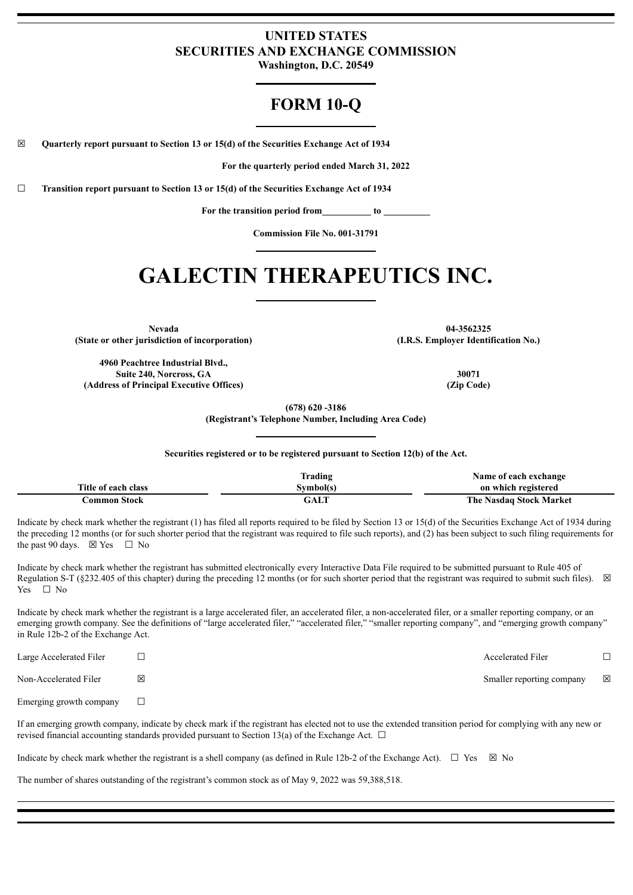# UNITED STATES
# SECURITIES AND EXCHANGE COMMISSION

**Washington, D.C. 20549**

# FORM 10-Q

☒ **Quarterly report pursuant to Section 13 or 15(d) of the Securities Exchange Act of 1934**

**For the quarterly period ended March 31, 2022**

☐ **Transition report pursuant to Section 13 or 15(d) of the Securities Exchange Act of 1934**

**For the transition period from\_\_\_\_\_\_\_\_\_\_ to \_\_\_\_\_\_\_\_\_\_**

**Commission File No. 001-31791**

# GALECTIN THERAPEUTICS INC.

| | |
|---|---|
| **Nevada** | **04-3562325** |
| **(State or other jurisdiction of incorporation)** | **(I.R.S. Employer Identification No.)** |
| **4960 Peachtree Industrial Blvd., Suite 240, Norcross, GA** | **30071** |
| **(Address of Principal Executive Offices)** | **(Zip Code)** |

**(678) 620 -3186**
**(Registrant's Telephone Number, Including Area Code)**

**Securities registered or to be registered pursuant to Section 12(b) of the Act.**

| Title of each class | Trading Symbol(s) | Name of each exchange on which registered |
|---|---|---|
| **Common Stock** | **GALT** | **The Nasdaq Stock Market** |

Indicate by check mark whether the registrant (1) has filed all reports required to be filed by Section 13 or 15(d) of the Securities Exchange Act of 1934 during the preceding 12 months (or for such shorter period that the registrant was required to file such reports), and (2) has been subject to such filing requirements for the past 90 days. ☒ Yes ☐ No

Indicate by check mark whether the registrant has submitted electronically every Interactive Data File required to be submitted pursuant to Rule 405 of Regulation S-T (§232.405 of this chapter) during the preceding 12 months (or for such shorter period that the registrant was required to submit such files). ☒ Yes ☐ No

Indicate by check mark whether the registrant is a large accelerated filer, an accelerated filer, a non-accelerated filer, or a smaller reporting company, or an emerging growth company. See the definitions of "large accelerated filer," "accelerated filer," "smaller reporting company", and "emerging growth company" in Rule 12b-2 of the Exchange Act.

| | | | |
|---|---|---|---|
| Large Accelerated Filer | ☐ | Accelerated Filer | ☐ |
| Non-Accelerated Filer | ☒ | Smaller reporting company | ☒ |
| Emerging growth company | ☐ | | |

If an emerging growth company, indicate by check mark if the registrant has elected not to use the extended transition period for complying with any new or revised financial accounting standards provided pursuant to Section 13(a) of the Exchange Act. ☐

Indicate by check mark whether the registrant is a shell company (as defined in Rule 12b-2 of the Exchange Act). ☐ Yes ☒ No

The number of shares outstanding of the registrant's common stock as of May 9, 2022 was 59,388,518.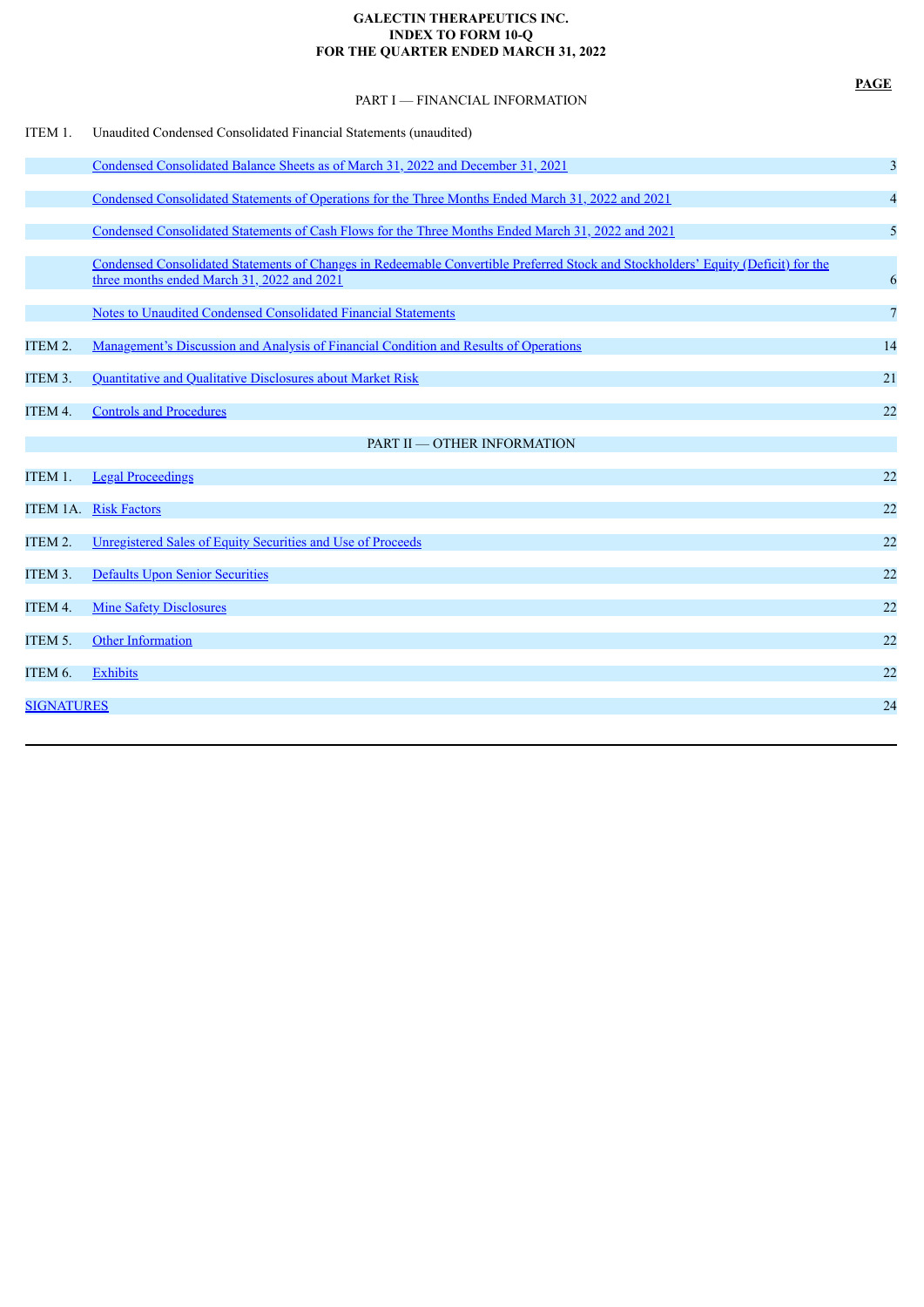**GALECTIN THERAPEUTICS INC.**
**INDEX TO FORM 10-Q**
**FOR THE QUARTER ENDED MARCH 31, 2022**

| | | **PAGE** |
|---|---|---|
| | PART I — FINANCIAL INFORMATION | |
| ITEM 1. | Unaudited Condensed Consolidated Financial Statements (unaudited) | |
| | Condensed Consolidated Balance Sheets as of March 31, 2022 and December 31, 2021 | 3 |
| | Condensed Consolidated Statements of Operations for the Three Months Ended March 31, 2022 and 2021 | 4 |
| | Condensed Consolidated Statements of Cash Flows for the Three Months Ended March 31, 2022 and 2021 | 5 |
| | Condensed Consolidated Statements of Changes in Redeemable Convertible Preferred Stock and Stockholders' Equity (Deficit) for the three months ended March 31, 2022 and 2021 | 6 |
| | Notes to Unaudited Condensed Consolidated Financial Statements | 7 |
| ITEM 2. | Management's Discussion and Analysis of Financial Condition and Results of Operations | 14 |
| ITEM 3. | Quantitative and Qualitative Disclosures about Market Risk | 21 |
| ITEM 4. | Controls and Procedures | 22 |
| | PART II — OTHER INFORMATION | |
| ITEM 1. | Legal Proceedings | 22 |
| ITEM 1A. | Risk Factors | 22 |
| ITEM 2. | Unregistered Sales of Equity Securities and Use of Proceeds | 22 |
| ITEM 3. | Defaults Upon Senior Securities | 22 |
| ITEM 4. | Mine Safety Disclosures | 22 |
| ITEM 5. | Other Information | 22 |
| ITEM 6. | Exhibits | 22 |
| SIGNATURES | | 24 |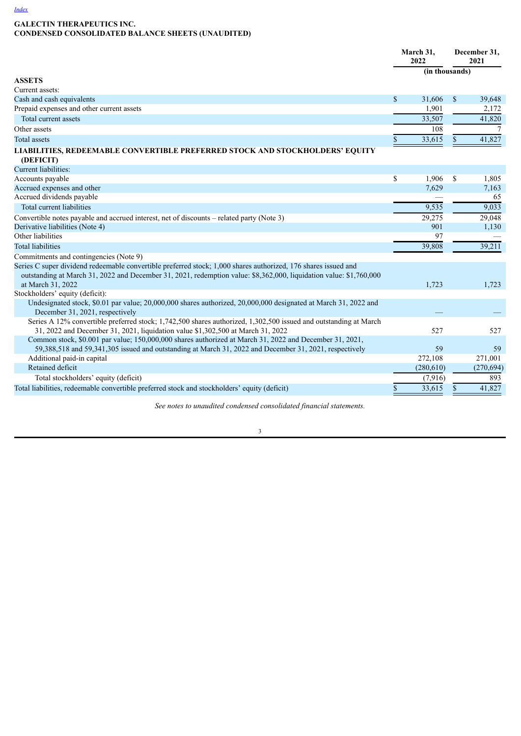[Index](#)

**GALECTIN THERAPEUTICS INC.**
**CONDENSED CONSOLIDATED BALANCE SHEETS (UNAUDITED)**

| | March 31, 2022 | December 31, 2021 |
|---|---|---|
| | (in thousands) | |
| **ASSETS** | | |
| Current assets: | | |
| Cash and cash equivalents | $ 31,606 | $ 39,648 |
| Prepaid expenses and other current assets | 1,901 | 2,172 |
| Total current assets | 33,507 | 41,820 |
| Other assets | 108 | 7 |
| Total assets | $ 33,615 | $ 41,827 |
| **LIABILITIES, REDEEMABLE CONVERTIBLE PREFERRED STOCK AND STOCKHOLDERS' EQUITY (DEFICIT)** | | |
| Current liabilities: | | |
| Accounts payable | $ 1,906 | $ 1,805 |
| Accrued expenses and other | 7,629 | 7,163 |
| Accrued dividends payable | — | 65 |
| Total current liabilities | 9,535 | 9,033 |
| Convertible notes payable and accrued interest, net of discounts – related party (Note 3) | 29,275 | 29,048 |
| Derivative liabilities (Note 4) | 901 | 1,130 |
| Other liabilities | 97 | — |
| Total liabilities | 39,808 | 39,211 |
| Commitments and contingencies (Note 9) | | |
| Series C super dividend redeemable convertible preferred stock; 1,000 shares authorized, 176 shares issued and outstanding at March 31, 2022 and December 31, 2021, redemption value: $8,362,000, liquidation value: $1,760,000 at March 31, 2022 | 1,723 | 1,723 |
| Stockholders' equity (deficit): | | |
| Undesignated stock, $0.01 par value; 20,000,000 shares authorized, 20,000,000 designated at March 31, 2022 and December 31, 2021, respectively | — | — |
| Series A 12% convertible preferred stock; 1,742,500 shares authorized, 1,302,500 issued and outstanding at March 31, 2022 and December 31, 2021, liquidation value $1,302,500 at March 31, 2022 | 527 | 527 |
| Common stock, $0.001 par value; 150,000,000 shares authorized at March 31, 2022 and December 31, 2021, 59,388,518 and 59,341,305 issued and outstanding at March 31, 2022 and December 31, 2021, respectively | 59 | 59 |
| Additional paid-in capital | 272,108 | 271,001 |
| Retained deficit | (280,610) | (270,694) |
| Total stockholders' equity (deficit) | (7,916) | 893 |
| Total liabilities, redeemable convertible preferred stock and stockholders' equity (deficit) | $ 33,615 | $ 41,827 |

*See notes to unaudited condensed consolidated financial statements.*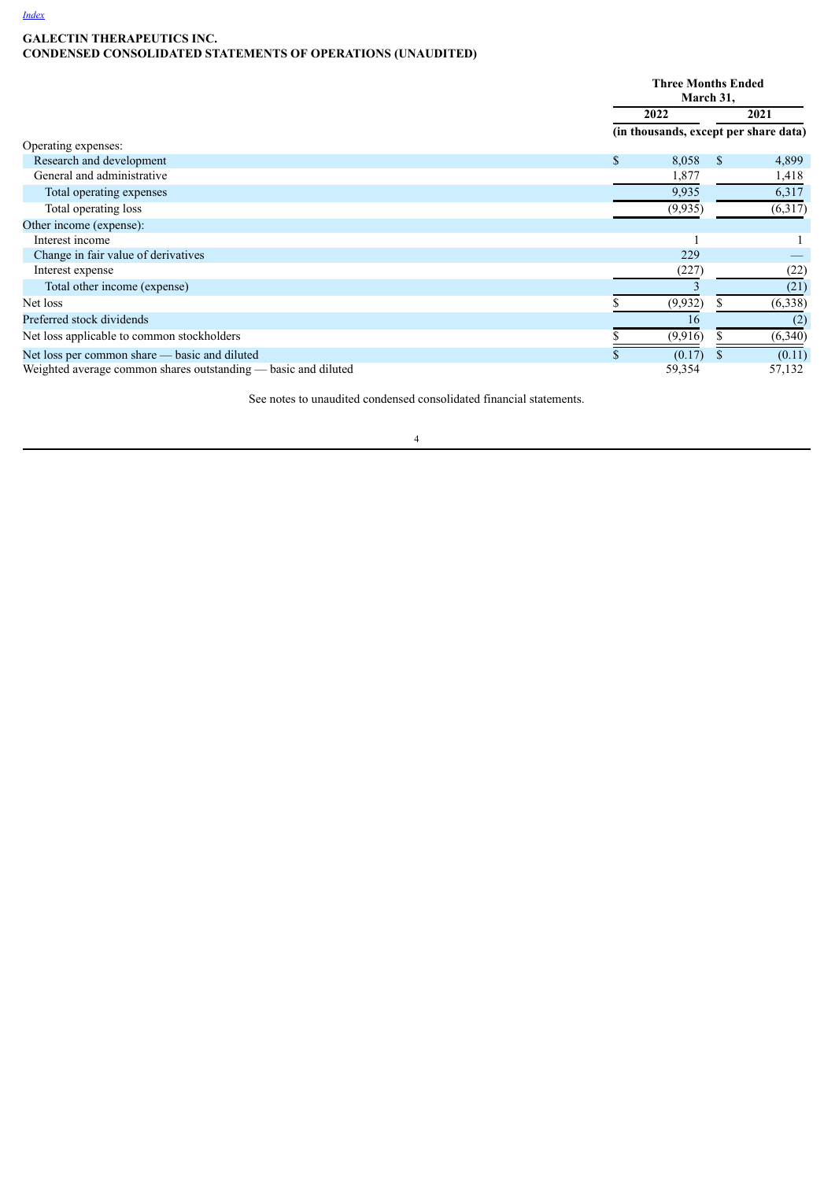[Index](#)

**GALECTIN THERAPEUTICS INC.**
**CONDENSED CONSOLIDATED STATEMENTS OF OPERATIONS (UNAUDITED)**

| | Three Months Ended March 31, | |
|---|---|---|
| | 2022 | 2021 |
| | (in thousands, except per share data) | |
| Operating expenses: | | |
| Research and development | $ 8,058 | $ 4,899 |
| General and administrative | 1,877 | 1,418 |
| Total operating expenses | 9,935 | 6,317 |
| Total operating loss | (9,935) | (6,317) |
| Other income (expense): | | |
| Interest income | 1 | 1 |
| Change in fair value of derivatives | 229 | — |
| Interest expense | (227) | (22) |
| Total other income (expense) | 3 | (21) |
| Net loss | $ (9,932) | $ (6,338) |
| Preferred stock dividends | 16 | (2) |
| Net loss applicable to common stockholders | $ (9,916) | $ (6,340) |
| Net loss per common share — basic and diluted | $ (0.17) | $ (0.11) |
| Weighted average common shares outstanding — basic and diluted | 59,354 | 57,132 |

See notes to unaudited condensed consolidated financial statements.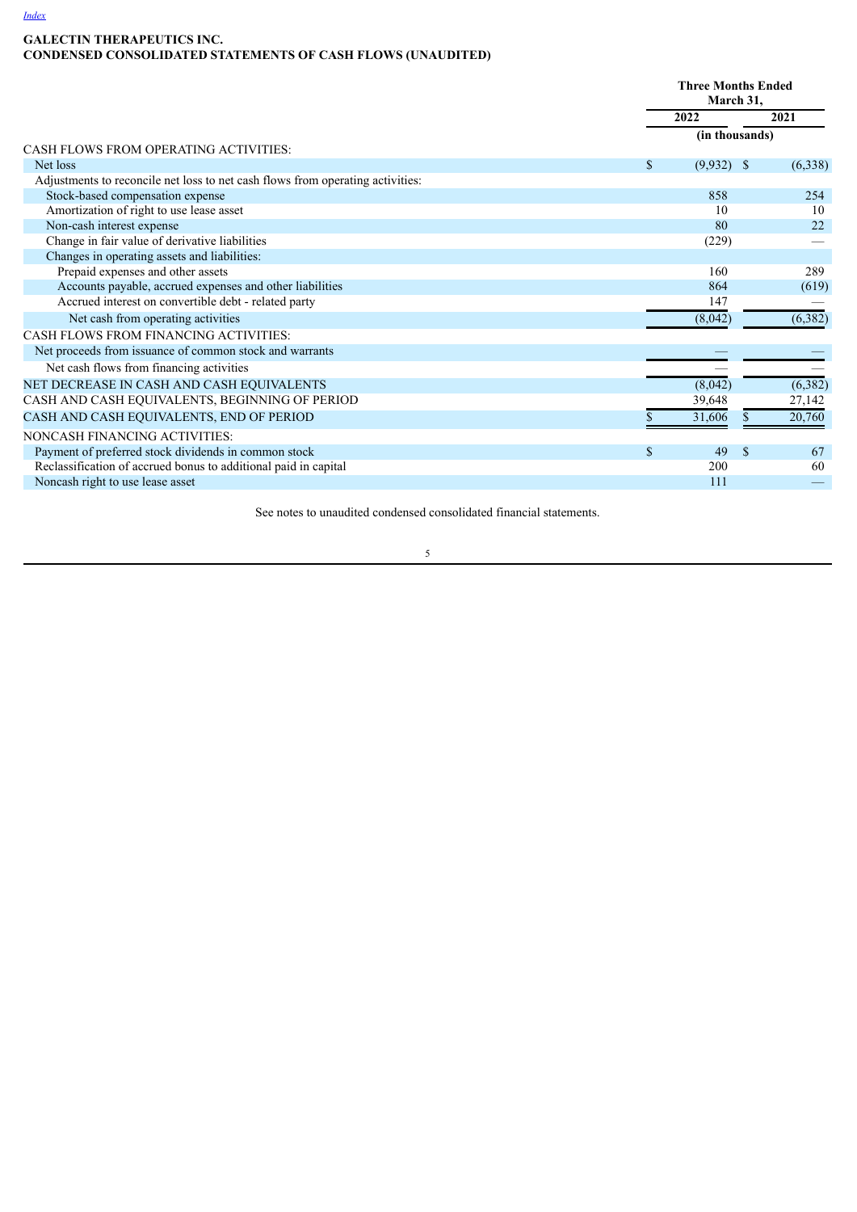**GALECTIN THERAPEUTICS INC.**
**CONDENSED CONSOLIDATED STATEMENTS OF CASH FLOWS (UNAUDITED)**

| | Three Months Ended March 31, | |
|---|---|---|
| | 2022 | 2021 |
| | (in thousands) | |
| CASH FLOWS FROM OPERATING ACTIVITIES: | | |
| Net loss | $ (9,932) | $ (6,338) |
| Adjustments to reconcile net loss to net cash flows from operating activities: | | |
| Stock-based compensation expense | 858 | 254 |
| Amortization of right to use lease asset | 10 | 10 |
| Non-cash interest expense | 80 | 22 |
| Change in fair value of derivative liabilities | (229) | — |
| Changes in operating assets and liabilities: | | |
| Prepaid expenses and other assets | 160 | 289 |
| Accounts payable, accrued expenses and other liabilities | 864 | (619) |
| Accrued interest on convertible debt - related party | 147 | — |
| Net cash from operating activities | (8,042) | (6,382) |
| CASH FLOWS FROM FINANCING ACTIVITIES: | | |
| Net proceeds from issuance of common stock and warrants | — | — |
| Net cash flows from financing activities | — | — |
| NET DECREASE IN CASH AND CASH EQUIVALENTS | (8,042) | (6,382) |
| CASH AND CASH EQUIVALENTS, BEGINNING OF PERIOD | 39,648 | 27,142 |
| CASH AND CASH EQUIVALENTS, END OF PERIOD | $ 31,606 | $ 20,760 |
| NONCASH FINANCING ACTIVITIES: | | |
| Payment of preferred stock dividends in common stock | $ 49 | $ 67 |
| Reclassification of accrued bonus to additional paid in capital | 200 | 60 |
| Noncash right to use lease asset | 111 | — |

See notes to unaudited condensed consolidated financial statements.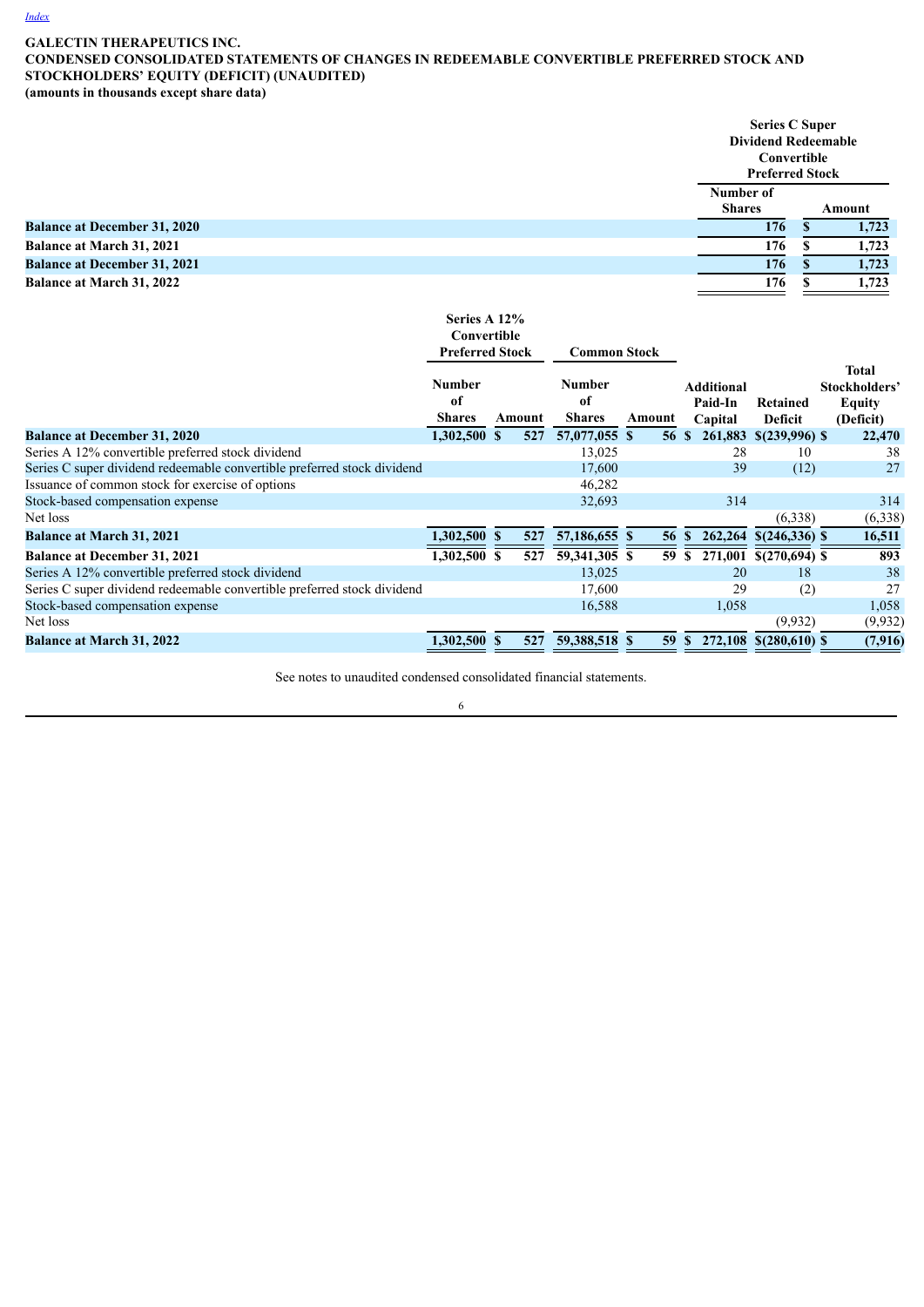[Index](#)

**GALECTIN THERAPEUTICS INC.**
**CONDENSED CONSOLIDATED STATEMENTS OF CHANGES IN REDEEMABLE CONVERTIBLE PREFERRED STOCK AND STOCKHOLDERS' EQUITY (DEFICIT) (UNAUDITED)**
**(amounts in thousands except share data)**

| | Series C Super Dividend Redeemable Convertible Preferred Stock | |
|---|---|---|
| | Number of Shares | Amount |
| **Balance at December 31, 2020** | **176** | **$ 1,723** |
| **Balance at March 31, 2021** | **176** | **$ 1,723** |
| **Balance at December 31, 2021** | **176** | **$ 1,723** |
| **Balance at March 31, 2022** | **176** | **$ 1,723** |

| | Series A 12% Convertible Preferred Stock | | Common Stock | | | | |
|---|---|---|---|---|---|---|---|
| | Number of Shares | Amount | Number of Shares | Amount | Additional Paid-In Capital | Retained Deficit | Total Stockholders' Equity (Deficit) |
| **Balance at December 31, 2020** | **1,302,500** | **$ 527** | **57,077,055** | **$ 56** | **$ 261,883** | **$(239,996)** | **$ 22,470** |
| Series A 12% convertible preferred stock dividend | | | 13,025 | | 28 | 10 | 38 |
| Series C super dividend redeemable convertible preferred stock dividend | | | 17,600 | | 39 | (12) | 27 |
| Issuance of common stock for exercise of options | | | 46,282 | | | | |
| Stock-based compensation expense | | | 32,693 | | 314 | | 314 |
| Net loss | | | | | | (6,338) | (6,338) |
| **Balance at March 31, 2021** | **1,302,500** | **$ 527** | **57,186,655** | **$ 56** | **$ 262,264** | **$(246,336)** | **$ 16,511** |
| **Balance at December 31, 2021** | **1,302,500** | **$ 527** | **59,341,305** | **$ 59** | **$ 271,001** | **$(270,694)** | **$ 893** |
| Series A 12% convertible preferred stock dividend | | | 13,025 | | 20 | 18 | 38 |
| Series C super dividend redeemable convertible preferred stock dividend | | | 17,600 | | 29 | (2) | 27 |
| Stock-based compensation expense | | | 16,588 | | 1,058 | | 1,058 |
| Net loss | | | | | | (9,932) | (9,932) |
| **Balance at March 31, 2022** | **1,302,500** | **$ 527** | **59,388,518** | **$ 59** | **$ 272,108** | **$(280,610)** | **$ (7,916)** |

See notes to unaudited condensed consolidated financial statements.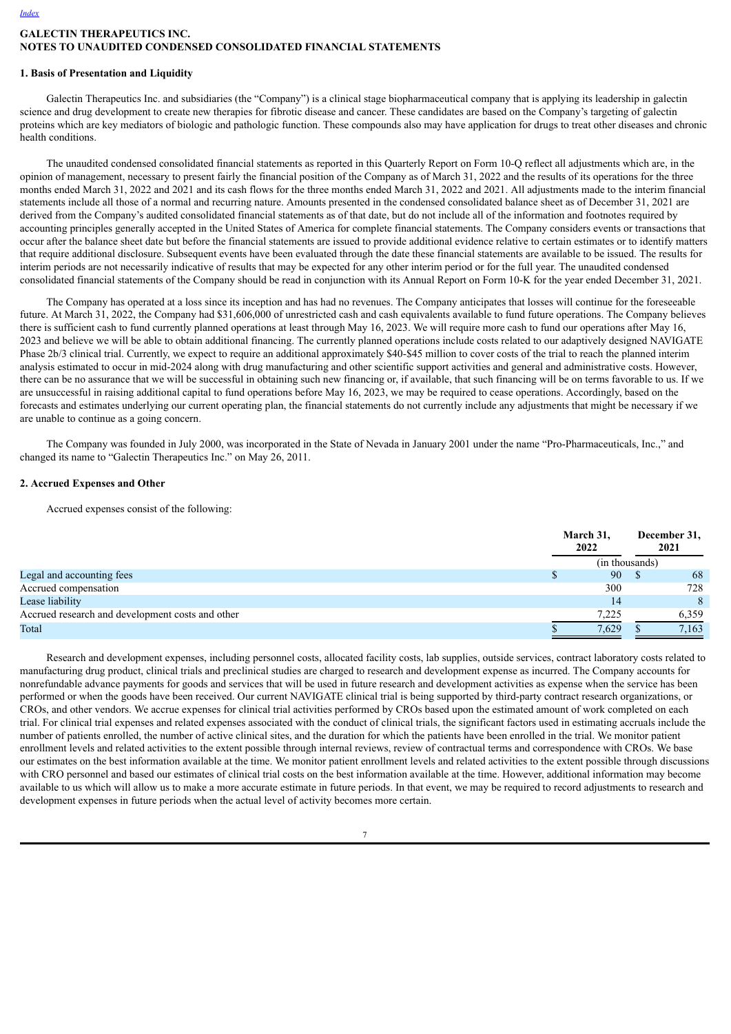[Index](#)

**GALECTIN THERAPEUTICS INC.**
**NOTES TO UNAUDITED CONDENSED CONSOLIDATED FINANCIAL STATEMENTS**

**1. Basis of Presentation and Liquidity**

Galectin Therapeutics Inc. and subsidiaries (the "Company") is a clinical stage biopharmaceutical company that is applying its leadership in galectin science and drug development to create new therapies for fibrotic disease and cancer. These candidates are based on the Company's targeting of galectin proteins which are key mediators of biologic and pathologic function. These compounds also may have application for drugs to treat other diseases and chronic health conditions.

The unaudited condensed consolidated financial statements as reported in this Quarterly Report on Form 10-Q reflect all adjustments which are, in the opinion of management, necessary to present fairly the financial position of the Company as of March 31, 2022 and the results of its operations for the three months ended March 31, 2022 and 2021 and its cash flows for the three months ended March 31, 2022 and 2021. All adjustments made to the interim financial statements include all those of a normal and recurring nature. Amounts presented in the condensed consolidated balance sheet as of December 31, 2021 are derived from the Company's audited consolidated financial statements as of that date, but do not include all of the information and footnotes required by accounting principles generally accepted in the United States of America for complete financial statements. The Company considers events or transactions that occur after the balance sheet date but before the financial statements are issued to provide additional evidence relative to certain estimates or to identify matters that require additional disclosure. Subsequent events have been evaluated through the date these financial statements are available to be issued. The results for interim periods are not necessarily indicative of results that may be expected for any other interim period or for the full year. The unaudited condensed consolidated financial statements of the Company should be read in conjunction with its Annual Report on Form 10-K for the year ended December 31, 2021.

The Company has operated at a loss since its inception and has had no revenues. The Company anticipates that losses will continue for the foreseeable future. At March 31, 2022, the Company had $31,606,000 of unrestricted cash and cash equivalents available to fund future operations. The Company believes there is sufficient cash to fund currently planned operations at least through May 16, 2023. We will require more cash to fund our operations after May 16, 2023 and believe we will be able to obtain additional financing. The currently planned operations include costs related to our adaptively designed NAVIGATE Phase 2b/3 clinical trial. Currently, we expect to require an additional approximately $40-$45 million to cover costs of the trial to reach the planned interim analysis estimated to occur in mid-2024 along with drug manufacturing and other scientific support activities and general and administrative costs. However, there can be no assurance that we will be successful in obtaining such new financing or, if available, that such financing will be on terms favorable to us. If we are unsuccessful in raising additional capital to fund operations before May 16, 2023, we may be required to cease operations. Accordingly, based on the forecasts and estimates underlying our current operating plan, the financial statements do not currently include any adjustments that might be necessary if we are unable to continue as a going concern.

The Company was founded in July 2000, was incorporated in the State of Nevada in January 2001 under the name "Pro-Pharmaceuticals, Inc.," and changed its name to "Galectin Therapeutics Inc." on May 26, 2011.

**2. Accrued Expenses and Other**

Accrued expenses consist of the following:

| | March 31, 2022 | December 31, 2021 |
|---|---|---|
| | (in thousands) | |
| Legal and accounting fees | $ 90 | $ 68 |
| Accrued compensation | 300 | 728 |
| Lease liability | 14 | 8 |
| Accrued research and development costs and other | 7,225 | 6,359 |
| Total | $ 7,629 | $ 7,163 |

Research and development expenses, including personnel costs, allocated facility costs, lab supplies, outside services, contract laboratory costs related to manufacturing drug product, clinical trials and preclinical studies are charged to research and development expense as incurred. The Company accounts for nonrefundable advance payments for goods and services that will be used in future research and development activities as expense when the service has been performed or when the goods have been received. Our current NAVIGATE clinical trial is being supported by third-party contract research organizations, or CROs, and other vendors. We accrue expenses for clinical trial activities performed by CROs based upon the estimated amount of work completed on each trial. For clinical trial expenses and related expenses associated with the conduct of clinical trials, the significant factors used in estimating accruals include the number of patients enrolled, the number of active clinical sites, and the duration for which the patients have been enrolled in the trial. We monitor patient enrollment levels and related activities to the extent possible through internal reviews, review of contractual terms and correspondence with CROs. We base our estimates on the best information available at the time. We monitor patient enrollment levels and related activities to the extent possible through discussions with CRO personnel and based our estimates of clinical trial costs on the best information available at the time. However, additional information may become available to us which will allow us to make a more accurate estimate in future periods. In that event, we may be required to record adjustments to research and development expenses in future periods when the actual level of activity becomes more certain.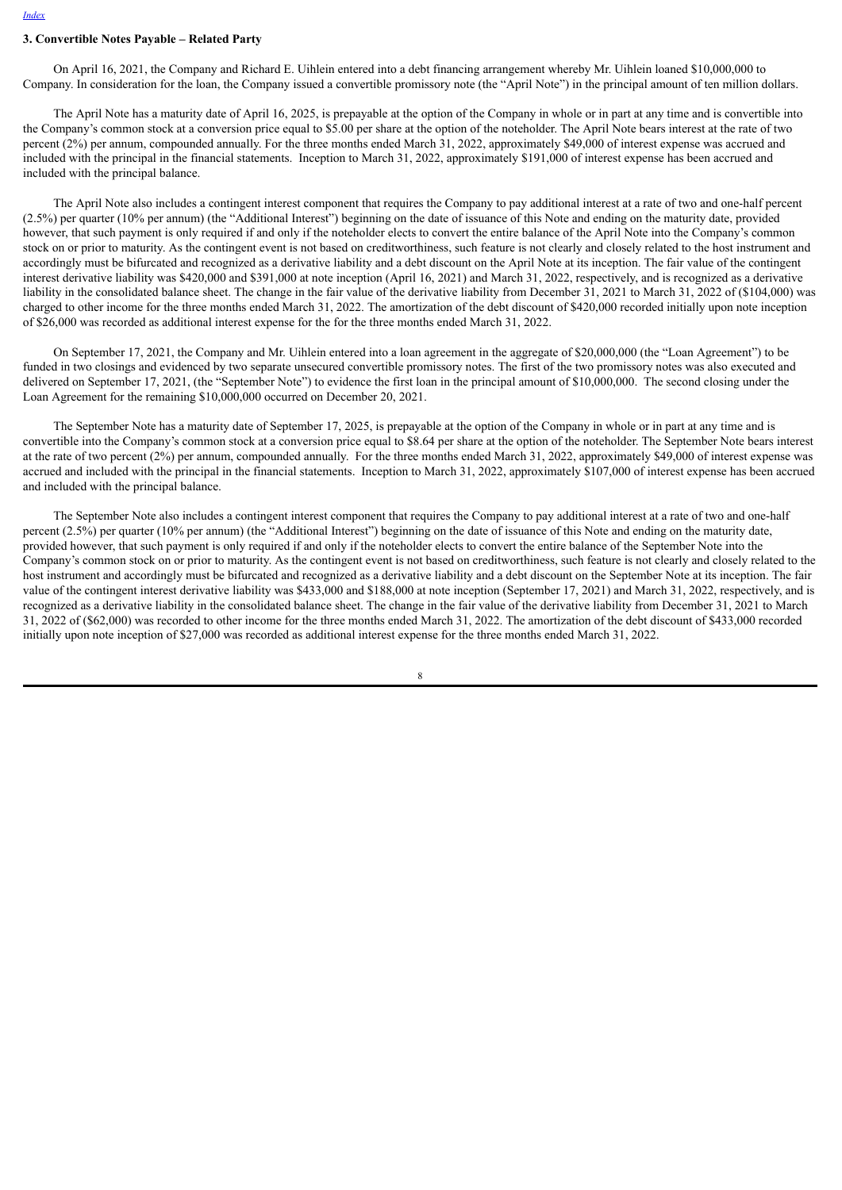### 3. Convertible Notes Payable – Related Party

On April 16, 2021, the Company and Richard E. Uihlein entered into a debt financing arrangement whereby Mr. Uihlein loaned $10,000,000 to Company. In consideration for the loan, the Company issued a convertible promissory note (the "April Note") in the principal amount of ten million dollars.

The April Note has a maturity date of April 16, 2025, is prepayable at the option of the Company in whole or in part at any time and is convertible into the Company's common stock at a conversion price equal to $5.00 per share at the option of the noteholder. The April Note bears interest at the rate of two percent (2%) per annum, compounded annually. For the three months ended March 31, 2022, approximately $49,000 of interest expense was accrued and included with the principal in the financial statements. Inception to March 31, 2022, approximately $191,000 of interest expense has been accrued and included with the principal balance.

The April Note also includes a contingent interest component that requires the Company to pay additional interest at a rate of two and one-half percent (2.5%) per quarter (10% per annum) (the "Additional Interest") beginning on the date of issuance of this Note and ending on the maturity date, provided however, that such payment is only required if and only if the noteholder elects to convert the entire balance of the April Note into the Company's common stock on or prior to maturity. As the contingent event is not based on creditworthiness, such feature is not clearly and closely related to the host instrument and accordingly must be bifurcated and recognized as a derivative liability and a debt discount on the April Note at its inception. The fair value of the contingent interest derivative liability was $420,000 and $391,000 at note inception (April 16, 2021) and March 31, 2022, respectively, and is recognized as a derivative liability in the consolidated balance sheet. The change in the fair value of the derivative liability from December 31, 2021 to March 31, 2022 of ($104,000) was charged to other income for the three months ended March 31, 2022. The amortization of the debt discount of $420,000 recorded initially upon note inception of $26,000 was recorded as additional interest expense for the for the three months ended March 31, 2022.

On September 17, 2021, the Company and Mr. Uihlein entered into a loan agreement in the aggregate of $20,000,000 (the "Loan Agreement") to be funded in two closings and evidenced by two separate unsecured convertible promissory notes. The first of the two promissory notes was also executed and delivered on September 17, 2021, (the "September Note") to evidence the first loan in the principal amount of $10,000,000. The second closing under the Loan Agreement for the remaining $10,000,000 occurred on December 20, 2021.

The September Note has a maturity date of September 17, 2025, is prepayable at the option of the Company in whole or in part at any time and is convertible into the Company's common stock at a conversion price equal to $8.64 per share at the option of the noteholder. The September Note bears interest at the rate of two percent (2%) per annum, compounded annually. For the three months ended March 31, 2022, approximately $49,000 of interest expense was accrued and included with the principal in the financial statements. Inception to March 31, 2022, approximately $107,000 of interest expense has been accrued and included with the principal balance.

The September Note also includes a contingent interest component that requires the Company to pay additional interest at a rate of two and one-half percent (2.5%) per quarter (10% per annum) (the "Additional Interest") beginning on the date of issuance of this Note and ending on the maturity date, provided however, that such payment is only required if and only if the noteholder elects to convert the entire balance of the September Note into the Company's common stock on or prior to maturity. As the contingent event is not based on creditworthiness, such feature is not clearly and closely related to the host instrument and accordingly must be bifurcated and recognized as a derivative liability and a debt discount on the September Note at its inception. The fair value of the contingent interest derivative liability was $433,000 and $188,000 at note inception (September 17, 2021) and March 31, 2022, respectively, and is recognized as a derivative liability in the consolidated balance sheet. The change in the fair value of the derivative liability from December 31, 2021 to March 31, 2022 of ($62,000) was recorded to other income for the three months ended March 31, 2022. The amortization of the debt discount of $433,000 recorded initially upon note inception of $27,000 was recorded as additional interest expense for the three months ended March 31, 2022.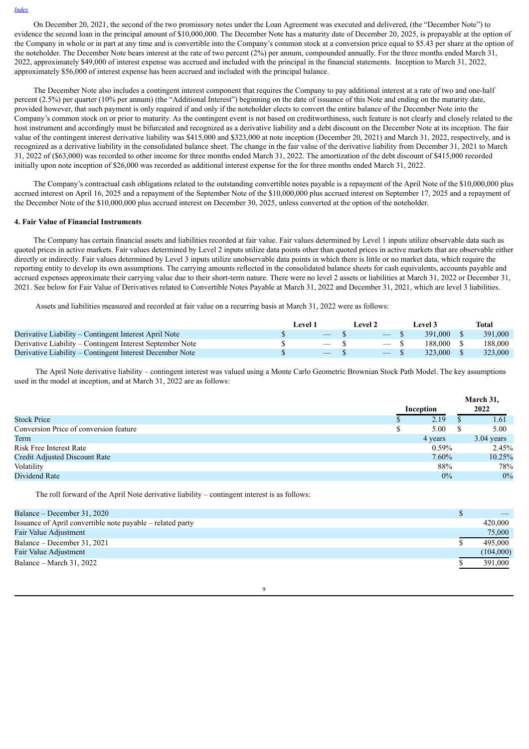On December 20, 2021, the second of the two promissory notes under the Loan Agreement was executed and delivered, (the "December Note") to evidence the second loan in the principal amount of $10,000,000. The December Note has a maturity date of December 20, 2025, is prepayable at the option of the Company in whole or in part at any time and is convertible into the Company's common stock at a conversion price equal to $5.43 per share at the option of the noteholder. The December Note bears interest at the rate of two percent (2%) per annum, compounded annually. For the three months ended March 31, 2022, approximately $49,000 of interest expense was accrued and included with the principal in the financial statements. Inception to March 31, 2022, approximately $56,000 of interest expense has been accrued and included with the principal balance.

The December Note also includes a contingent interest component that requires the Company to pay additional interest at a rate of two and one-half percent (2.5%) per quarter (10% per annum) (the "Additional Interest") beginning on the date of issuance of this Note and ending on the maturity date, provided however, that such payment is only required if and only if the noteholder elects to convert the entire balance of the December Note into the Company's common stock on or prior to maturity. As the contingent event is not based on creditworthiness, such feature is not clearly and closely related to the host instrument and accordingly must be bifurcated and recognized as a derivative liability and a debt discount on the December Note at its inception. The fair value of the contingent interest derivative liability was $415,000 and $323,000 at note inception (December 20, 2021) and March 31, 2022, respectively, and is recognized as a derivative liability in the consolidated balance sheet. The change in the fair value of the derivative liability from December 31, 2021 to March 31, 2022 of ($63,000) was recorded to other income for three months ended March 31, 2022. The amortization of the debt discount of $415,000 recorded initially upon note inception of $26,000 was recorded as additional interest expense for the for three months ended March 31, 2022.

The Company's contractual cash obligations related to the outstanding convertible notes payable is a repayment of the April Note of the $10,000,000 plus accrued interest on April 16, 2025 and a repayment of the September Note of the $10,000,000 plus accrued interest on September 17, 2025 and a repayment of the December Note of the $10,000,000 plus accrued interest on December 30, 2025, unless converted at the option of the noteholder.

**4. Fair Value of Financial Instruments**

The Company has certain financial assets and liabilities recorded at fair value. Fair values determined by Level 1 inputs utilize observable data such as quoted prices in active markets. Fair values determined by Level 2 inputs utilize data points other than quoted prices in active markets that are observable either directly or indirectly. Fair values determined by Level 3 inputs utilize unobservable data points in which there is little or no market data, which require the reporting entity to develop its own assumptions. The carrying amounts reflected in the consolidated balance sheets for cash equivalents, accounts payable and accrued expenses approximate their carrying value due to their short-term nature. There were no level 2 assets or liabilities at March 31, 2022 or December 31, 2021. See below for Fair Value of Derivatives related to Convertible Notes Payable at March 31, 2022 and December 31, 2021, which are level 3 liabilities.

Assets and liabilities measured and recorded at fair value on a recurring basis at March 31, 2022 were as follows:

| | Level 1 | Level 2 | Level 3 | Total |
|---|---|---|---|---|
| Derivative Liability – Contingent Interest April Note | $ — | $ — | $ 391,000 | $ 391,000 |
| Derivative Liability – Contingent Interest September Note | $ — | $ — | $ 188,000 | $ 188,000 |
| Derivative Liability – Contingent Interest December Note | $ — | $ — | $ 323,000 | $ 323,000 |

The April Note derivative liability – contingent interest was valued using a Monte Carlo Geometric Brownian Stock Path Model. The key assumptions used in the model at inception, and at March 31, 2022 are as follows:

| | Inception | March 31, 2022 |
|---|---|---|
| Stock Price | $ 2.19 | $ 1.61 |
| Conversion Price of conversion feature | $ 5.00 | $ 5.00 |
| Term | 4 years | 3.04 years |
| Risk Free Interest Rate | 0.59% | 2.45% |
| Credit Adjusted Discount Rate | 7.60% | 10.25% |
| Volatility | 88% | 78% |
| Dividend Rate | 0% | 0% |

The roll forward of the April Note derivative liability – contingent interest is as follows:

| | |
|---|---|
| Balance – December 31, 2020 | $ — |
| Issuance of April convertible note payable – related party | 420,000 |
| Fair Value Adjustment | 75,000 |
| Balance – December 31, 2021 | $ 495,000 |
| Fair Value Adjustment | (104,000) |
| Balance – March 31, 2022 | $ 391,000 |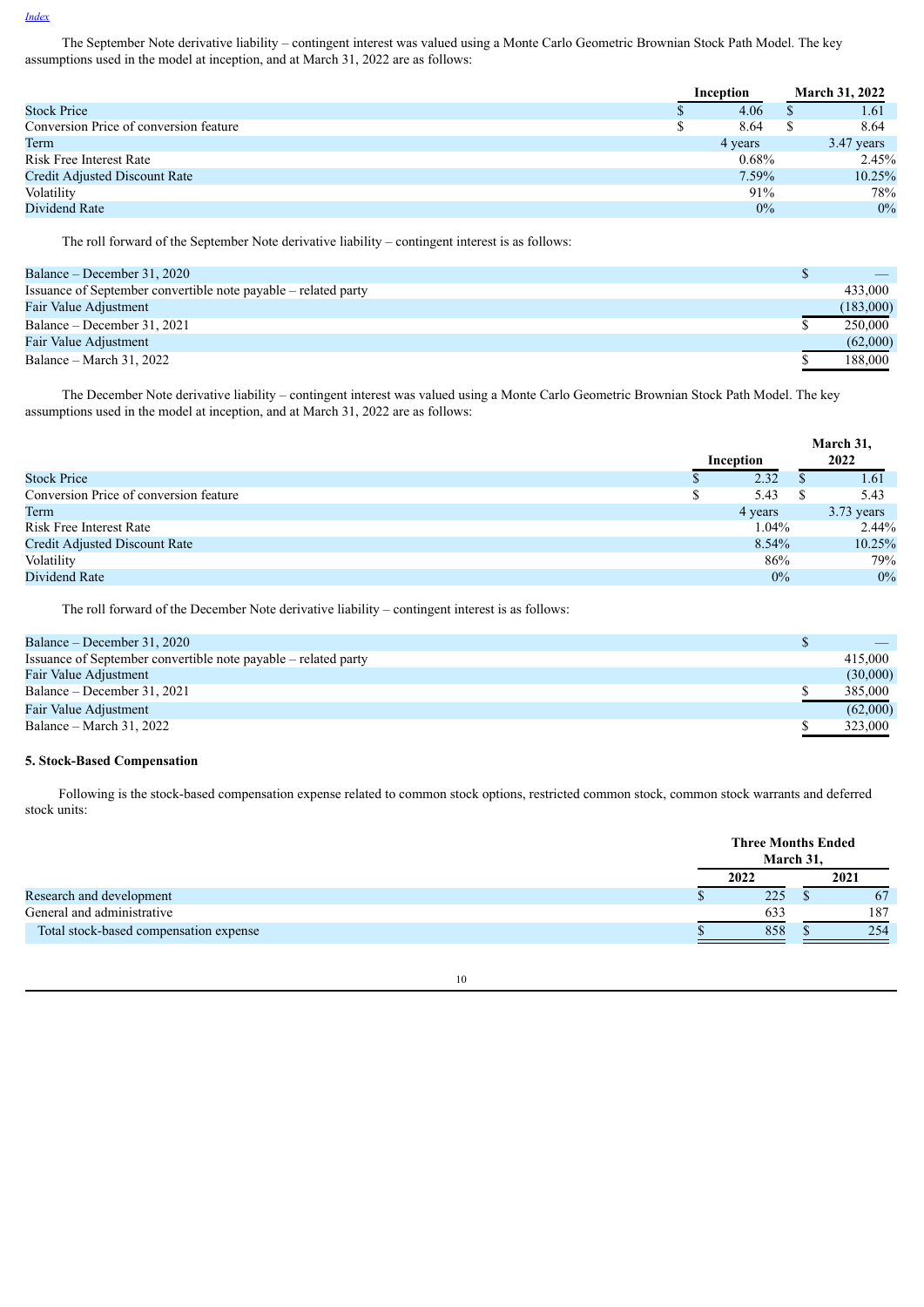[Index](#)

The September Note derivative liability – contingent interest was valued using a Monte Carlo Geometric Brownian Stock Path Model. The key assumptions used in the model at inception, and at March 31, 2022 are as follows:

| | Inception | March 31, 2022 |
|---|---|---|
| Stock Price | $ 4.06 | $ 1.61 |
| Conversion Price of conversion feature | $ 8.64 | $ 8.64 |
| Term | 4 years | 3.47 years |
| Risk Free Interest Rate | 0.68% | 2.45% |
| Credit Adjusted Discount Rate | 7.59% | 10.25% |
| Volatility | 91% | 78% |
| Dividend Rate | 0% | 0% |

The roll forward of the September Note derivative liability – contingent interest is as follows:

| | |
|---|---|
| Balance – December 31, 2020 | $ — |
| Issuance of September convertible note payable – related party | 433,000 |
| Fair Value Adjustment | (183,000) |
| Balance – December 31, 2021 | $ 250,000 |
| Fair Value Adjustment | (62,000) |
| Balance – March 31, 2022 | $ 188,000 |

The December Note derivative liability – contingent interest was valued using a Monte Carlo Geometric Brownian Stock Path Model. The key assumptions used in the model at inception, and at March 31, 2022 are as follows:

| | Inception | March 31, 2022 |
|---|---|---|
| Stock Price | $ 2.32 | $ 1.61 |
| Conversion Price of conversion feature | $ 5.43 | $ 5.43 |
| Term | 4 years | 3.73 years |
| Risk Free Interest Rate | 1.04% | 2.44% |
| Credit Adjusted Discount Rate | 8.54% | 10.25% |
| Volatility | 86% | 79% |
| Dividend Rate | 0% | 0% |

The roll forward of the December Note derivative liability – contingent interest is as follows:

| | |
|---|---|
| Balance – December 31, 2020 | $ — |
| Issuance of September convertible note payable – related party | 415,000 |
| Fair Value Adjustment | (30,000) |
| Balance – December 31, 2021 | $ 385,000 |
| Fair Value Adjustment | (62,000) |
| Balance – March 31, 2022 | $ 323,000 |

**5. Stock-Based Compensation**

Following is the stock-based compensation expense related to common stock options, restricted common stock, common stock warrants and deferred stock units:

| | Three Months Ended March 31, | |
|---|---|---|
| | 2022 | 2021 |
| Research and development | $ 225 | $ 67 |
| General and administrative | 633 | 187 |
| Total stock-based compensation expense | $ 858 | $ 254 |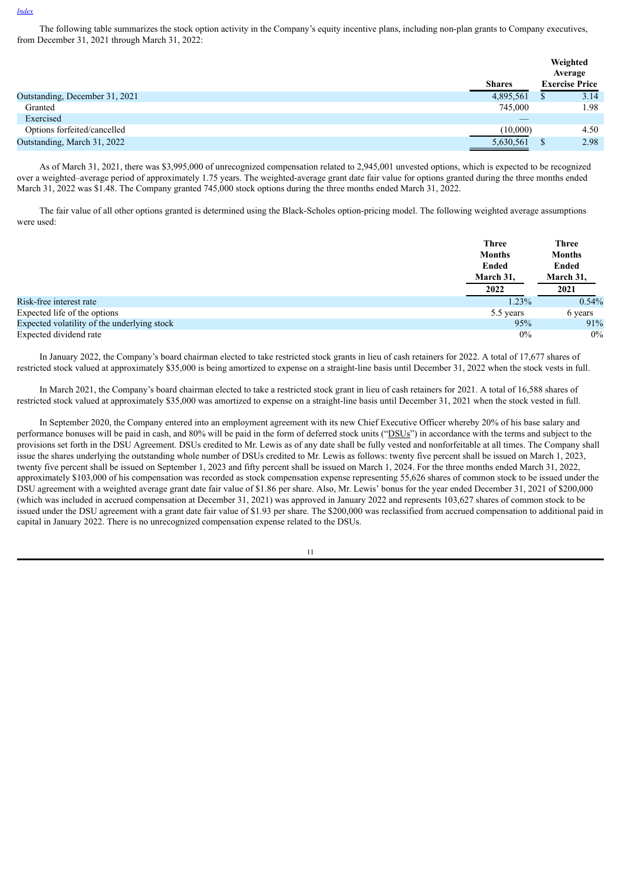The following table summarizes the stock option activity in the Company's equity incentive plans, including non-plan grants to Company executives, from December 31, 2021 through March 31, 2022:

| | Shares | Weighted Average Exercise Price |
|---|---|---|
| Outstanding, December 31, 2021 | 4,895,561 | $ 3.14 |
| Granted | 745,000 | 1.98 |
| Exercised | — | |
| Options forfeited/cancelled | (10,000) | 4.50 |
| Outstanding, March 31, 2022 | 5,630,561 | $ 2.98 |

As of March 31, 2021, there was $3,995,000 of unrecognized compensation related to 2,945,001 unvested options, which is expected to be recognized over a weighted–average period of approximately 1.75 years. The weighted-average grant date fair value for options granted during the three months ended March 31, 2022 was $1.48. The Company granted 745,000 stock options during the three months ended March 31, 2022.

The fair value of all other options granted is determined using the Black-Scholes option-pricing model. The following weighted average assumptions were used:

| | Three Months Ended March 31, 2022 | Three Months Ended March 31, 2021 |
|---|---|---|
| Risk-free interest rate | 1.23% | 0.54% |
| Expected life of the options | 5.5 years | 6 years |
| Expected volatility of the underlying stock | 95% | 91% |
| Expected dividend rate | 0% | 0% |

In January 2022, the Company's board chairman elected to take restricted stock grants in lieu of cash retainers for 2022. A total of 17,677 shares of restricted stock valued at approximately $35,000 is being amortized to expense on a straight-line basis until December 31, 2022 when the stock vests in full.

In March 2021, the Company's board chairman elected to take a restricted stock grant in lieu of cash retainers for 2021. A total of 16,588 shares of restricted stock valued at approximately $35,000 was amortized to expense on a straight-line basis until December 31, 2021 when the stock vested in full.

In September 2020, the Company entered into an employment agreement with its new Chief Executive Officer whereby 20% of his base salary and performance bonuses will be paid in cash, and 80% will be paid in the form of deferred stock units ("DSUs") in accordance with the terms and subject to the provisions set forth in the DSU Agreement. DSUs credited to Mr. Lewis as of any date shall be fully vested and nonforfeitable at all times. The Company shall issue the shares underlying the outstanding whole number of DSUs credited to Mr. Lewis as follows: twenty five percent shall be issued on March 1, 2023, twenty five percent shall be issued on September 1, 2023 and fifty percent shall be issued on March 1, 2024. For the three months ended March 31, 2022, approximately $103,000 of his compensation was recorded as stock compensation expense representing 55,626 shares of common stock to be issued under the DSU agreement with a weighted average grant date fair value of $1.86 per share. Also, Mr. Lewis' bonus for the year ended December 31, 2021 of $200,000 (which was included in accrued compensation at December 31, 2021) was approved in January 2022 and represents 103,627 shares of common stock to be issued under the DSU agreement with a grant date fair value of $1.93 per share. The $200,000 was reclassified from accrued compensation to additional paid in capital in January 2022. There is no unrecognized compensation expense related to the DSUs.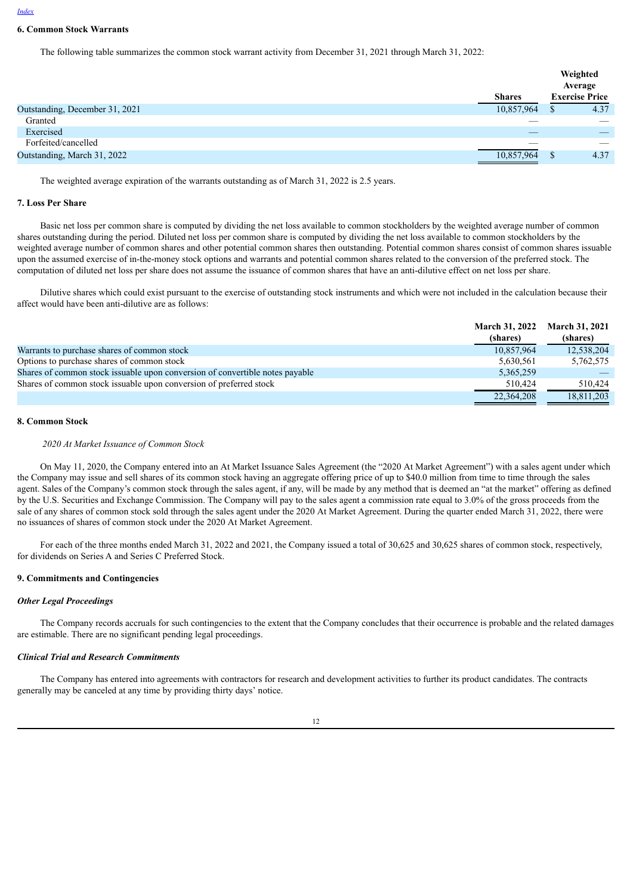### 6. Common Stock Warrants

The following table summarizes the common stock warrant activity from December 31, 2021 through March 31, 2022:

| | Shares | Weighted Average Exercise Price |
|---|---|---|
| Outstanding, December 31, 2021 | 10,857,964 | $ 4.37 |
| Granted | — | — |
| Exercised | — | — |
| Forfeited/cancelled | — | — |
| Outstanding, March 31, 2022 | 10,857,964 | $ 4.37 |

The weighted average expiration of the warrants outstanding as of March 31, 2022 is 2.5 years.

### 7. Loss Per Share

Basic net loss per common share is computed by dividing the net loss available to common stockholders by the weighted average number of common shares outstanding during the period. Diluted net loss per common share is computed by dividing the net loss available to common stockholders by the weighted average number of common shares and other potential common shares then outstanding. Potential common shares consist of common shares issuable upon the assumed exercise of in-the-money stock options and warrants and potential common shares related to the conversion of the preferred stock. The computation of diluted net loss per share does not assume the issuance of common shares that have an anti-dilutive effect on net loss per share.

Dilutive shares which could exist pursuant to the exercise of outstanding stock instruments and which were not included in the calculation because their affect would have been anti-dilutive are as follows:

| | March 31, 2022 (shares) | March 31, 2021 (shares) |
|---|---|---|
| Warrants to purchase shares of common stock | 10,857,964 | 12,538,204 |
| Options to purchase shares of common stock | 5,630,561 | 5,762,575 |
| Shares of common stock issuable upon conversion of convertible notes payable | 5,365,259 | — |
| Shares of common stock issuable upon conversion of preferred stock | 510,424 | 510,424 |
| | 22,364,208 | 18,811,203 |

### 8. Common Stock

*2020 At Market Issuance of Common Stock*

On May 11, 2020, the Company entered into an At Market Issuance Sales Agreement (the "2020 At Market Agreement") with a sales agent under which the Company may issue and sell shares of its common stock having an aggregate offering price of up to $40.0 million from time to time through the sales agent. Sales of the Company's common stock through the sales agent, if any, will be made by any method that is deemed an "at the market" offering as defined by the U.S. Securities and Exchange Commission. The Company will pay to the sales agent a commission rate equal to 3.0% of the gross proceeds from the sale of any shares of common stock sold through the sales agent under the 2020 At Market Agreement. During the quarter ended March 31, 2022, there were no issuances of shares of common stock under the 2020 At Market Agreement.

For each of the three months ended March 31, 2022 and 2021, the Company issued a total of 30,625 and 30,625 shares of common stock, respectively, for dividends on Series A and Series C Preferred Stock.

### 9. Commitments and Contingencies

***Other Legal Proceedings***

The Company records accruals for such contingencies to the extent that the Company concludes that their occurrence is probable and the related damages are estimable. There are no significant pending legal proceedings.

***Clinical Trial and Research Commitments***

The Company has entered into agreements with contractors for research and development activities to further its product candidates. The contracts generally may be canceled at any time by providing thirty days' notice.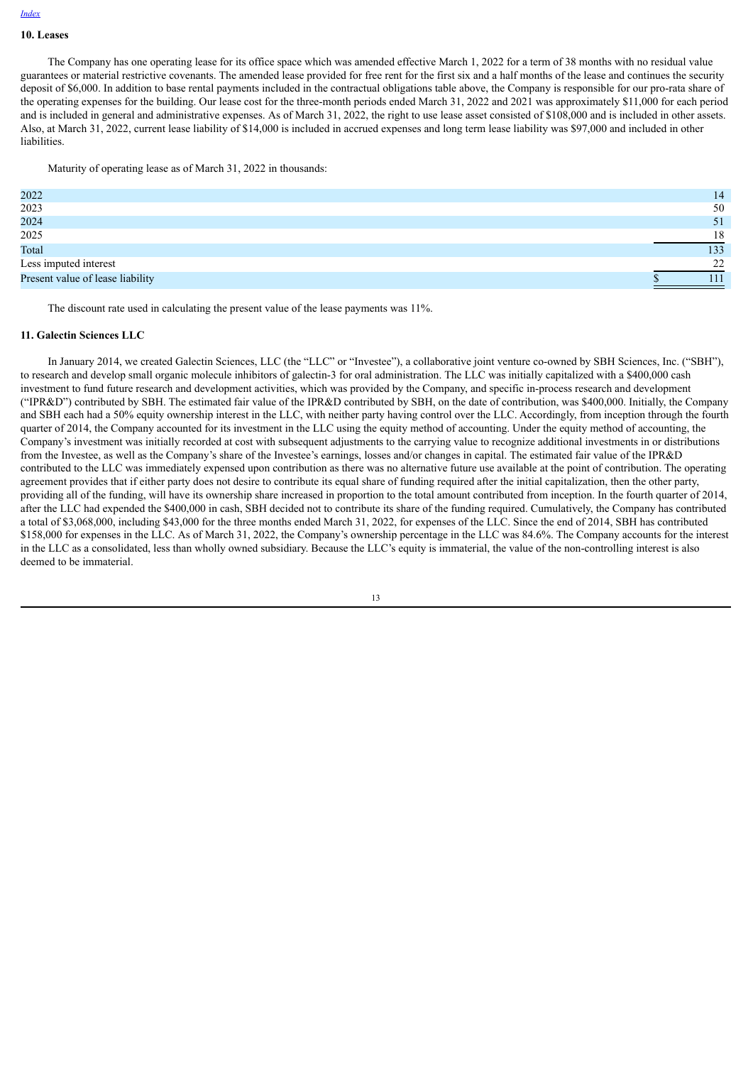[Index](#)

## 10. Leases

The Company has one operating lease for its office space which was amended effective March 1, 2022 for a term of 38 months with no residual value guarantees or material restrictive covenants. The amended lease provided for free rent for the first six and a half months of the lease and continues the security deposit of $6,000. In addition to base rental payments included in the contractual obligations table above, the Company is responsible for our pro-rata share of the operating expenses for the building. Our lease cost for the three-month periods ended March 31, 2022 and 2021 was approximately $11,000 for each period and is included in general and administrative expenses. As of March 31, 2022, the right to use lease asset consisted of $108,000 and is included in other assets. Also, at March 31, 2022, current lease liability of $14,000 is included in accrued expenses and long term lease liability was $97,000 and included in other liabilities.

Maturity of operating lease as of March 31, 2022 in thousands:

| | |
|---|---|
| 2022 | 14 |
| 2023 | 50 |
| 2024 | 51 |
| 2025 | 18 |
| Total | 133 |
| Less imputed interest | 22 |
| Present value of lease liability | $ 111 |

The discount rate used in calculating the present value of the lease payments was 11%.

## 11. Galectin Sciences LLC

In January 2014, we created Galectin Sciences, LLC (the "LLC" or "Investee"), a collaborative joint venture co-owned by SBH Sciences, Inc. ("SBH"), to research and develop small organic molecule inhibitors of galectin-3 for oral administration. The LLC was initially capitalized with a $400,000 cash investment to fund future research and development activities, which was provided by the Company, and specific in-process research and development ("IPR&D") contributed by SBH. The estimated fair value of the IPR&D contributed by SBH, on the date of contribution, was $400,000. Initially, the Company and SBH each had a 50% equity ownership interest in the LLC, with neither party having control over the LLC. Accordingly, from inception through the fourth quarter of 2014, the Company accounted for its investment in the LLC using the equity method of accounting. Under the equity method of accounting, the Company's investment was initially recorded at cost with subsequent adjustments to the carrying value to recognize additional investments in or distributions from the Investee, as well as the Company's share of the Investee's earnings, losses and/or changes in capital. The estimated fair value of the IPR&D contributed to the LLC was immediately expensed upon contribution as there was no alternative future use available at the point of contribution. The operating agreement provides that if either party does not desire to contribute its equal share of funding required after the initial capitalization, then the other party, providing all of the funding, will have its ownership share increased in proportion to the total amount contributed from inception. In the fourth quarter of 2014, after the LLC had expended the $400,000 in cash, SBH decided not to contribute its share of the funding required. Cumulatively, the Company has contributed a total of $3,068,000, including $43,000 for the three months ended March 31, 2022, for expenses of the LLC. Since the end of 2014, SBH has contributed $158,000 for expenses in the LLC. As of March 31, 2022, the Company's ownership percentage in the LLC was 84.6%. The Company accounts for the interest in the LLC as a consolidated, less than wholly owned subsidiary. Because the LLC's equity is immaterial, the value of the non-controlling interest is also deemed to be immaterial.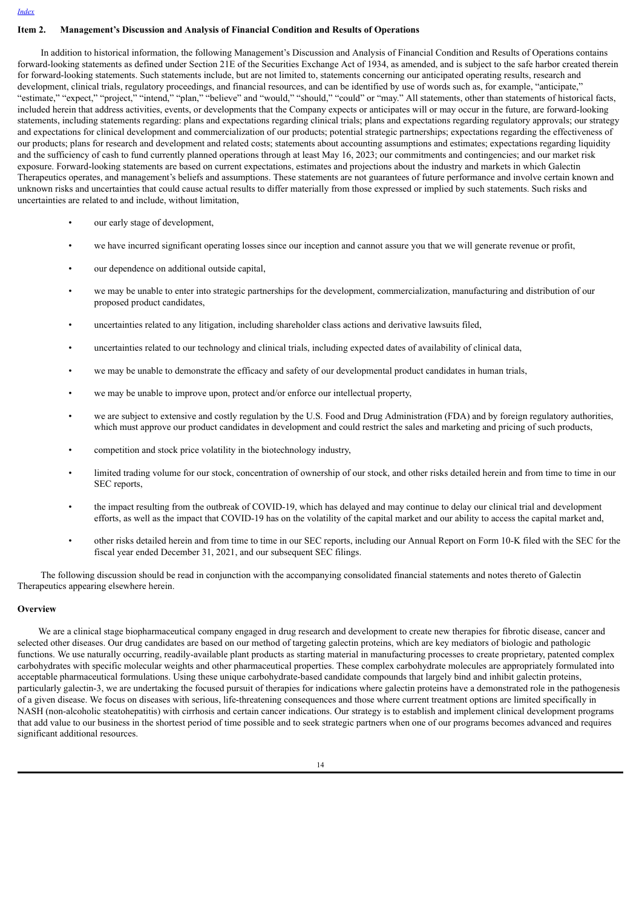## Item 2. Management's Discussion and Analysis of Financial Condition and Results of Operations

In addition to historical information, the following Management's Discussion and Analysis of Financial Condition and Results of Operations contains forward-looking statements as defined under Section 21E of the Securities Exchange Act of 1934, as amended, and is subject to the safe harbor created therein for forward-looking statements. Such statements include, but are not limited to, statements concerning our anticipated operating results, research and development, clinical trials, regulatory proceedings, and financial resources, and can be identified by use of words such as, for example, "anticipate," "estimate," "expect," "project," "intend," "plan," "believe" and "would," "should," "could" or "may." All statements, other than statements of historical facts, included herein that address activities, events, or developments that the Company expects or anticipates will or may occur in the future, are forward-looking statements, including statements regarding: plans and expectations regarding clinical trials; plans and expectations regarding regulatory approvals; our strategy and expectations for clinical development and commercialization of our products; potential strategic partnerships; expectations regarding the effectiveness of our products; plans for research and development and related costs; statements about accounting assumptions and estimates; expectations regarding liquidity and the sufficiency of cash to fund currently planned operations through at least May 16, 2023; our commitments and contingencies; and our market risk exposure. Forward-looking statements are based on current expectations, estimates and projections about the industry and markets in which Galectin Therapeutics operates, and management's beliefs and assumptions. These statements are not guarantees of future performance and involve certain known and unknown risks and uncertainties that could cause actual results to differ materially from those expressed or implied by such statements. Such risks and uncertainties are related to and include, without limitation,

- our early stage of development,
- we have incurred significant operating losses since our inception and cannot assure you that we will generate revenue or profit,
- our dependence on additional outside capital,
- we may be unable to enter into strategic partnerships for the development, commercialization, manufacturing and distribution of our proposed product candidates,
- uncertainties related to any litigation, including shareholder class actions and derivative lawsuits filed,
- uncertainties related to our technology and clinical trials, including expected dates of availability of clinical data,
- we may be unable to demonstrate the efficacy and safety of our developmental product candidates in human trials,
- we may be unable to improve upon, protect and/or enforce our intellectual property,
- we are subject to extensive and costly regulation by the U.S. Food and Drug Administration (FDA) and by foreign regulatory authorities, which must approve our product candidates in development and could restrict the sales and marketing and pricing of such products,
- competition and stock price volatility in the biotechnology industry,
- limited trading volume for our stock, concentration of ownership of our stock, and other risks detailed herein and from time to time in our SEC reports,
- the impact resulting from the outbreak of COVID-19, which has delayed and may continue to delay our clinical trial and development efforts, as well as the impact that COVID-19 has on the volatility of the capital market and our ability to access the capital market and,
- other risks detailed herein and from time to time in our SEC reports, including our Annual Report on Form 10-K filed with the SEC for the fiscal year ended December 31, 2021, and our subsequent SEC filings.

The following discussion should be read in conjunction with the accompanying consolidated financial statements and notes thereto of Galectin Therapeutics appearing elsewhere herein.

### Overview

We are a clinical stage biopharmaceutical company engaged in drug research and development to create new therapies for fibrotic disease, cancer and selected other diseases. Our drug candidates are based on our method of targeting galectin proteins, which are key mediators of biologic and pathologic functions. We use naturally occurring, readily-available plant products as starting material in manufacturing processes to create proprietary, patented complex carbohydrates with specific molecular weights and other pharmaceutical properties. These complex carbohydrate molecules are appropriately formulated into acceptable pharmaceutical formulations. Using these unique carbohydrate-based candidate compounds that largely bind and inhibit galectin proteins, particularly galectin-3, we are undertaking the focused pursuit of therapies for indications where galectin proteins have a demonstrated role in the pathogenesis of a given disease. We focus on diseases with serious, life-threatening consequences and those where current treatment options are limited specifically in NASH (non-alcoholic steatohepatitis) with cirrhosis and certain cancer indications. Our strategy is to establish and implement clinical development programs that add value to our business in the shortest period of time possible and to seek strategic partners when one of our programs becomes advanced and requires significant additional resources.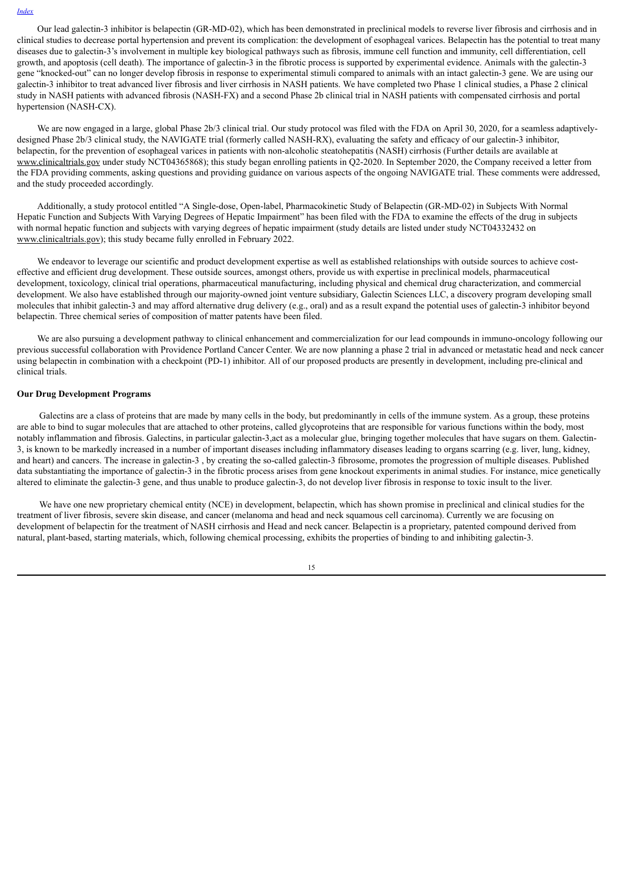Our lead galectin-3 inhibitor is belapectin (GR-MD-02), which has been demonstrated in preclinical models to reverse liver fibrosis and cirrhosis and in clinical studies to decrease portal hypertension and prevent its complication: the development of esophageal varices. Belapectin has the potential to treat many diseases due to galectin-3's involvement in multiple key biological pathways such as fibrosis, immune cell function and immunity, cell differentiation, cell growth, and apoptosis (cell death). The importance of galectin-3 in the fibrotic process is supported by experimental evidence. Animals with the galectin-3 gene "knocked-out" can no longer develop fibrosis in response to experimental stimuli compared to animals with an intact galectin-3 gene. We are using our galectin-3 inhibitor to treat advanced liver fibrosis and liver cirrhosis in NASH patients. We have completed two Phase 1 clinical studies, a Phase 2 clinical study in NASH patients with advanced fibrosis (NASH-FX) and a second Phase 2b clinical trial in NASH patients with compensated cirrhosis and portal hypertension (NASH-CX).

We are now engaged in a large, global Phase 2b/3 clinical trial. Our study protocol was filed with the FDA on April 30, 2020, for a seamless adaptively-designed Phase 2b/3 clinical study, the NAVIGATE trial (formerly called NASH-RX), evaluating the safety and efficacy of our galectin-3 inhibitor, belapectin, for the prevention of esophageal varices in patients with non-alcoholic steatohepatitis (NASH) cirrhosis (Further details are available at www.clinicaltrials.gov under study NCT04365868); this study began enrolling patients in Q2-2020. In September 2020, the Company received a letter from the FDA providing comments, asking questions and providing guidance on various aspects of the ongoing NAVIGATE trial. These comments were addressed, and the study proceeded accordingly.

Additionally, a study protocol entitled "A Single-dose, Open-label, Pharmacokinetic Study of Belapectin (GR-MD-02) in Subjects With Normal Hepatic Function and Subjects With Varying Degrees of Hepatic Impairment" has been filed with the FDA to examine the effects of the drug in subjects with normal hepatic function and subjects with varying degrees of hepatic impairment (study details are listed under study NCT04332432 on www.clinicaltrials.gov); this study became fully enrolled in February 2022.

We endeavor to leverage our scientific and product development expertise as well as established relationships with outside sources to achieve cost-effective and efficient drug development. These outside sources, amongst others, provide us with expertise in preclinical models, pharmaceutical development, toxicology, clinical trial operations, pharmaceutical manufacturing, including physical and chemical drug characterization, and commercial development. We also have established through our majority-owned joint venture subsidiary, Galectin Sciences LLC, a discovery program developing small molecules that inhibit galectin-3 and may afford alternative drug delivery (e.g., oral) and as a result expand the potential uses of galectin-3 inhibitor beyond belapectin. Three chemical series of composition of matter patents have been filed.

We are also pursuing a development pathway to clinical enhancement and commercialization for our lead compounds in immuno-oncology following our previous successful collaboration with Providence Portland Cancer Center. We are now planning a phase 2 trial in advanced or metastatic head and neck cancer using belapectin in combination with a checkpoint (PD-1) inhibitor. All of our proposed products are presently in development, including pre-clinical and clinical trials.

**Our Drug Development Programs**

Galectins are a class of proteins that are made by many cells in the body, but predominantly in cells of the immune system. As a group, these proteins are able to bind to sugar molecules that are attached to other proteins, called glycoproteins that are responsible for various functions within the body, most notably inflammation and fibrosis. Galectins, in particular galectin-3,act as a molecular glue, bringing together molecules that have sugars on them. Galectin-3, is known to be markedly increased in a number of important diseases including inflammatory diseases leading to organs scarring (e.g. liver, lung, kidney, and heart) and cancers. The increase in galectin-3 , by creating the so-called galectin-3 fibrosome, promotes the progression of multiple diseases. Published data substantiating the importance of galectin-3 in the fibrotic process arises from gene knockout experiments in animal studies. For instance, mice genetically altered to eliminate the galectin-3 gene, and thus unable to produce galectin-3, do not develop liver fibrosis in response to toxic insult to the liver.

We have one new proprietary chemical entity (NCE) in development, belapectin, which has shown promise in preclinical and clinical studies for the treatment of liver fibrosis, severe skin disease, and cancer (melanoma and head and neck squamous cell carcinoma). Currently we are focusing on development of belapectin for the treatment of NASH cirrhosis and Head and neck cancer. Belapectin is a proprietary, patented compound derived from natural, plant-based, starting materials, which, following chemical processing, exhibits the properties of binding to and inhibiting galectin-3.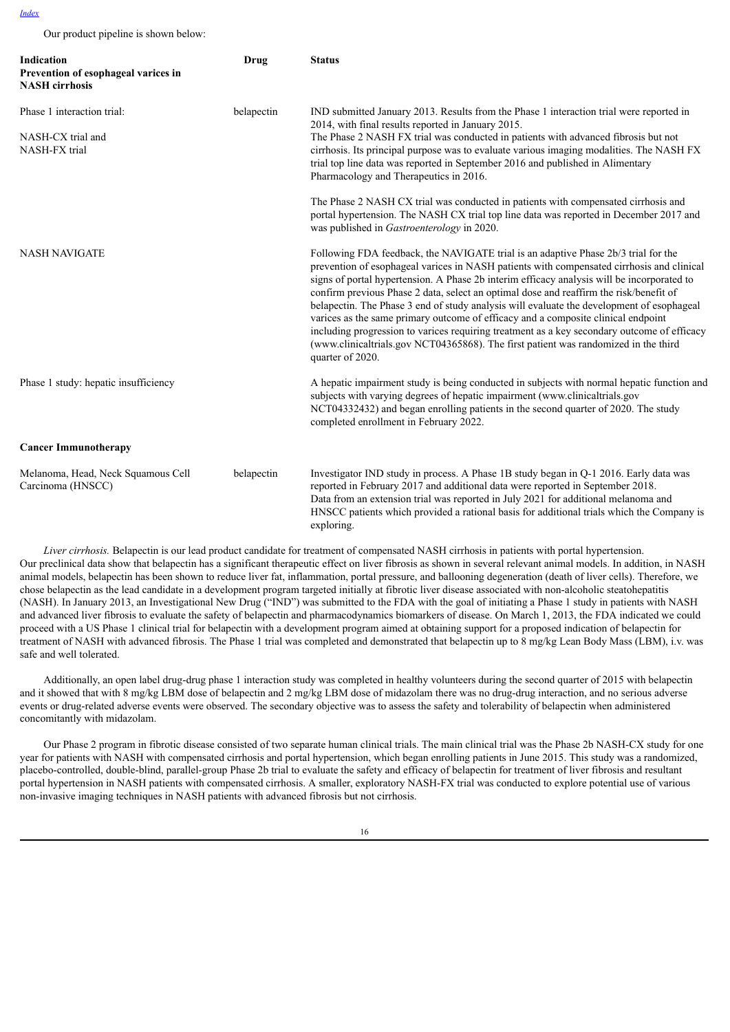Our product pipeline is shown below:

| Indication | Drug | Status |
|---|---|---|
| **Prevention of esophageal varices in NASH cirrhosis** | | |
| Phase 1 interaction trial:<br><br>NASH-CX trial and<br>NASH-FX trial | belapectin | IND submitted January 2013. Results from the Phase 1 interaction trial were reported in 2014, with final results reported in January 2015.<br>The Phase 2 NASH FX trial was conducted in patients with advanced fibrosis but not cirrhosis. Its principal purpose was to evaluate various imaging modalities. The NASH FX trial top line data was reported in September 2016 and published in Alimentary Pharmacology and Therapeutics in 2016.<br><br>The Phase 2 NASH CX trial was conducted in patients with compensated cirrhosis and portal hypertension. The NASH CX trial top line data was reported in December 2017 and was published in *Gastroenterology* in 2020. |
| NASH NAVIGATE | | Following FDA feedback, the NAVIGATE trial is an adaptive Phase 2b/3 trial for the prevention of esophageal varices in NASH patients with compensated cirrhosis and clinical signs of portal hypertension. A Phase 2b interim efficacy analysis will be incorporated to confirm previous Phase 2 data, select an optimal dose and reaffirm the risk/benefit of belapectin. The Phase 3 end of study analysis will evaluate the development of esophageal varices as the same primary outcome of efficacy and a composite clinical endpoint including progression to varices requiring treatment as a key secondary outcome of efficacy (www.clinicaltrials.gov NCT04365868). The first patient was randomized in the third quarter of 2020. |
| Phase 1 study: hepatic insufficiency | | A hepatic impairment study is being conducted in subjects with normal hepatic function and subjects with varying degrees of hepatic impairment (www.clinicaltrials.gov NCT04332432) and began enrolling patients in the second quarter of 2020. The study completed enrollment in February 2022. |
| **Cancer Immunotherapy** | | |
| Melanoma, Head, Neck Squamous Cell Carcinoma (HNSCC) | belapectin | Investigator IND study in process. A Phase 1B study began in Q-1 2016. Early data was reported in February 2017 and additional data were reported in September 2018.<br>Data from an extension trial was reported in July 2021 for additional melanoma and HNSCC patients which provided a rational basis for additional trials which the Company is exploring. |

*Liver cirrhosis.* Belapectin is our lead product candidate for treatment of compensated NASH cirrhosis in patients with portal hypertension. Our preclinical data show that belapectin has a significant therapeutic effect on liver fibrosis as shown in several relevant animal models. In addition, in NASH animal models, belapectin has been shown to reduce liver fat, inflammation, portal pressure, and ballooning degeneration (death of liver cells). Therefore, we chose belapectin as the lead candidate in a development program targeted initially at fibrotic liver disease associated with non-alcoholic steatohepatitis (NASH). In January 2013, an Investigational New Drug ("IND") was submitted to the FDA with the goal of initiating a Phase 1 study in patients with NASH and advanced liver fibrosis to evaluate the safety of belapectin and pharmacodynamics biomarkers of disease. On March 1, 2013, the FDA indicated we could proceed with a US Phase 1 clinical trial for belapectin with a development program aimed at obtaining support for a proposed indication of belapectin for treatment of NASH with advanced fibrosis. The Phase 1 trial was completed and demonstrated that belapectin up to 8 mg/kg Lean Body Mass (LBM), i.v. was safe and well tolerated.

Additionally, an open label drug-drug phase 1 interaction study was completed in healthy volunteers during the second quarter of 2015 with belapectin and it showed that with 8 mg/kg LBM dose of belapectin and 2 mg/kg LBM dose of midazolam there was no drug-drug interaction, and no serious adverse events or drug-related adverse events were observed. The secondary objective was to assess the safety and tolerability of belapectin when administered concomitantly with midazolam.

Our Phase 2 program in fibrotic disease consisted of two separate human clinical trials. The main clinical trial was the Phase 2b NASH-CX study for one year for patients with NASH with compensated cirrhosis and portal hypertension, which began enrolling patients in June 2015. This study was a randomized, placebo-controlled, double-blind, parallel-group Phase 2b trial to evaluate the safety and efficacy of belapectin for treatment of liver fibrosis and resultant portal hypertension in NASH patients with compensated cirrhosis. A smaller, exploratory NASH-FX trial was conducted to explore potential use of various non-invasive imaging techniques in NASH patients with advanced fibrosis but not cirrhosis.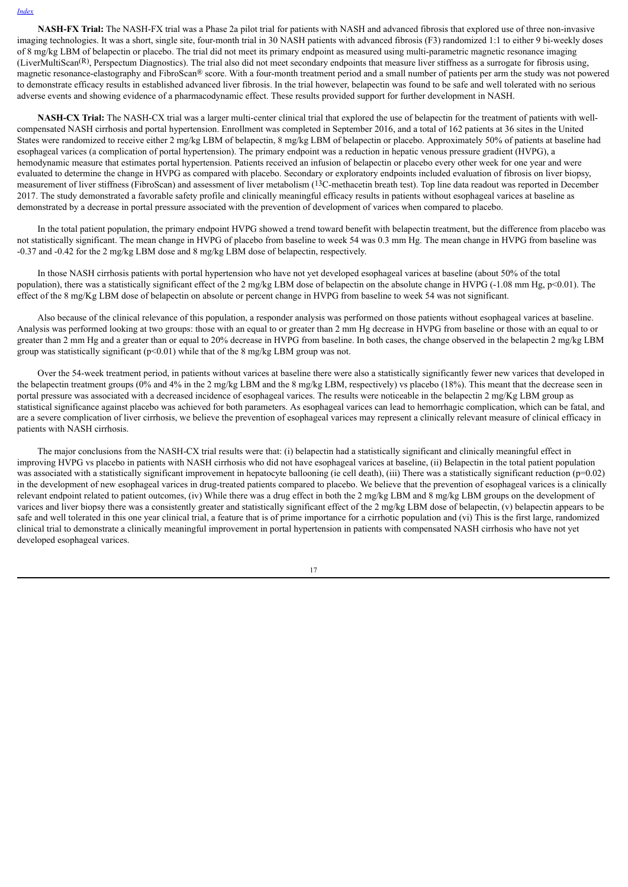**NASH-FX Trial:** The NASH-FX trial was a Phase 2a pilot trial for patients with NASH and advanced fibrosis that explored use of three non-invasive imaging technologies. It was a short, single site, four-month trial in 30 NASH patients with advanced fibrosis (F3) randomized 1:1 to either 9 bi-weekly doses of 8 mg/kg LBM of belapectin or placebo. The trial did not meet its primary endpoint as measured using multi-parametric magnetic resonance imaging (LiverMultiScan(R), Perspectum Diagnostics). The trial also did not meet secondary endpoints that measure liver stiffness as a surrogate for fibrosis using, magnetic resonance-elastography and FibroScan® score. With a four-month treatment period and a small number of patients per arm the study was not powered to demonstrate efficacy results in established advanced liver fibrosis. In the trial however, belapectin was found to be safe and well tolerated with no serious adverse events and showing evidence of a pharmacodynamic effect. These results provided support for further development in NASH.

**NASH-CX Trial:** The NASH-CX trial was a larger multi-center clinical trial that explored the use of belapectin for the treatment of patients with well-compensated NASH cirrhosis and portal hypertension. Enrollment was completed in September 2016, and a total of 162 patients at 36 sites in the United States were randomized to receive either 2 mg/kg LBM of belapectin, 8 mg/kg LBM of belapectin or placebo. Approximately 50% of patients at baseline had esophageal varices (a complication of portal hypertension). The primary endpoint was a reduction in hepatic venous pressure gradient (HVPG), a hemodynamic measure that estimates portal hypertension. Patients received an infusion of belapectin or placebo every other week for one year and were evaluated to determine the change in HVPG as compared with placebo. Secondary or exploratory endpoints included evaluation of fibrosis on liver biopsy, measurement of liver stiffness (FibroScan) and assessment of liver metabolism ($^{13}$C-methacetin breath test). Top line data readout was reported in December 2017. The study demonstrated a favorable safety profile and clinically meaningful efficacy results in patients without esophageal varices at baseline as demonstrated by a decrease in portal pressure associated with the prevention of development of varices when compared to placebo.

In the total patient population, the primary endpoint HVPG showed a trend toward benefit with belapectin treatment, but the difference from placebo was not statistically significant. The mean change in HVPG of placebo from baseline to week 54 was 0.3 mm Hg. The mean change in HVPG from baseline was -0.37 and -0.42 for the 2 mg/kg LBM dose and 8 mg/kg LBM dose of belapectin, respectively.

In those NASH cirrhosis patients with portal hypertension who have not yet developed esophageal varices at baseline (about 50% of the total population), there was a statistically significant effect of the 2 mg/kg LBM dose of belapectin on the absolute change in HVPG (-1.08 mm Hg, $p<0.01$). The effect of the 8 mg/kg LBM dose of belapectin on absolute or percent change in HVPG from baseline to week 54 was not significant.

Also because of the clinical relevance of this population, a responder analysis was performed on those patients without esophageal varices at baseline. Analysis was performed looking at two groups: those with an equal to or greater than 2 mm Hg decrease in HVPG from baseline or those with an equal to or greater than 2 mm Hg and a greater than or equal to 20% decrease in HVPG from baseline. In both cases, the change observed in the belapectin 2 mg/kg LBM group was statistically significant ($p<0.01$) while that of the 8 mg/kg LBM group was not.

Over the 54-week treatment period, in patients without varices at baseline there were also a statistically significantly fewer new varices that developed in the belapectin treatment groups (0% and 4% in the 2 mg/kg LBM and the 8 mg/kg LBM, respectively) vs placebo (18%). This meant that the decrease seen in portal pressure was associated with a decreased incidence of esophageal varices. The results were noticeable in the belapectin 2 mg/Kg LBM group as statistical significance against placebo was achieved for both parameters. As esophageal varices can lead to hemorrhagic complication, which can be fatal, and are a severe complication of liver cirrhosis, we believe the prevention of esophageal varices may represent a clinically relevant measure of clinical efficacy in patients with NASH cirrhosis.

The major conclusions from the NASH-CX trial results were that: (i) belapectin had a statistically significant and clinically meaningful effect in improving HVPG vs placebo in patients with NASH cirrhosis who did not have esophageal varices at baseline, (ii) Belapectin in the total patient population was associated with a statistically significant improvement in hepatocyte ballooning (ie cell death), (iii) There was a statistically significant reduction ($p=0.02$) in the development of new esophageal varices in drug-treated patients compared to placebo. We believe that the prevention of esophageal varices is a clinically relevant endpoint related to patient outcomes, (iv) While there was a drug effect in both the 2 mg/kg LBM and 8 mg/kg LBM groups on the development of varices and liver biopsy there was a consistently greater and statistically significant effect of the 2 mg/kg LBM dose of belapectin, (v) belapectin appears to be safe and well tolerated in this one year clinical trial, a feature that is of prime importance for a cirrhotic population and (vi) This is the first large, randomized clinical trial to demonstrate a clinically meaningful improvement in portal hypertension in patients with compensated NASH cirrhosis who have not yet developed esophageal varices.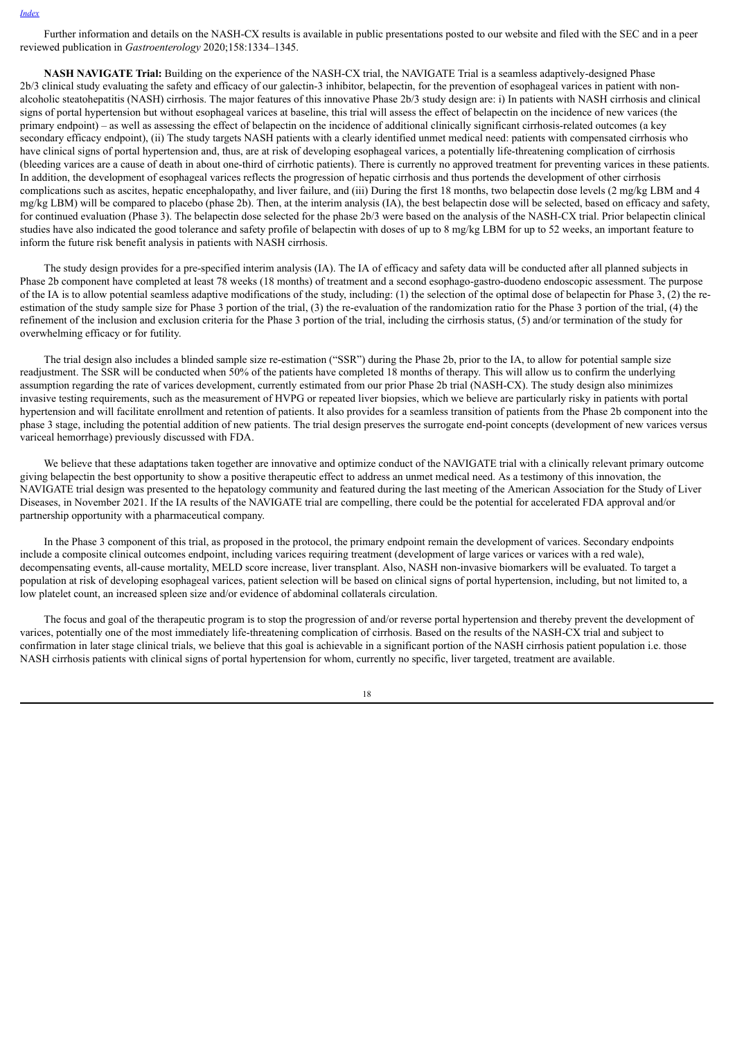Further information and details on the NASH-CX results is available in public presentations posted to our website and filed with the SEC and in a peer reviewed publication in *Gastroenterology* 2020;158:1334–1345.

**NASH NAVIGATE Trial:** Building on the experience of the NASH-CX trial, the NAVIGATE Trial is a seamless adaptively-designed Phase 2b/3 clinical study evaluating the safety and efficacy of our galectin-3 inhibitor, belapectin, for the prevention of esophageal varices in patient with non-alcoholic steatohepatitis (NASH) cirrhosis. The major features of this innovative Phase 2b/3 study design are: i) In patients with NASH cirrhosis and clinical signs of portal hypertension but without esophageal varices at baseline, this trial will assess the effect of belapectin on the incidence of new varices (the primary endpoint) – as well as assessing the effect of belapectin on the incidence of additional clinically significant cirrhosis-related outcomes (a key secondary efficacy endpoint), (ii) The study targets NASH patients with a clearly identified unmet medical need: patients with compensated cirrhosis who have clinical signs of portal hypertension and, thus, are at risk of developing esophageal varices, a potentially life-threatening complication of cirrhosis (bleeding varices are a cause of death in about one-third of cirrhotic patients). There is currently no approved treatment for preventing varices in these patients. In addition, the development of esophageal varices reflects the progression of hepatic cirrhosis and thus portends the development of other cirrhosis complications such as ascites, hepatic encephalopathy, and liver failure, and (iii) During the first 18 months, two belapectin dose levels (2 mg/kg LBM and 4 mg/kg LBM) will be compared to placebo (phase 2b). Then, at the interim analysis (IA), the best belapectin dose will be selected, based on efficacy and safety, for continued evaluation (Phase 3). The belapectin dose selected for the phase 2b/3 were based on the analysis of the NASH-CX trial. Prior belapectin clinical studies have also indicated the good tolerance and safety profile of belapectin with doses of up to 8 mg/kg LBM for up to 52 weeks, an important feature to inform the future risk benefit analysis in patients with NASH cirrhosis.

The study design provides for a pre-specified interim analysis (IA). The IA of efficacy and safety data will be conducted after all planned subjects in Phase 2b component have completed at least 78 weeks (18 months) of treatment and a second esophago-gastro-duodeno endoscopic assessment. The purpose of the IA is to allow potential seamless adaptive modifications of the study, including: (1) the selection of the optimal dose of belapectin for Phase 3, (2) the re-estimation of the study sample size for Phase 3 portion of the trial, (3) the re-evaluation of the randomization ratio for the Phase 3 portion of the trial, (4) the refinement of the inclusion and exclusion criteria for the Phase 3 portion of the trial, including the cirrhosis status, (5) and/or termination of the study for overwhelming efficacy or for futility.

The trial design also includes a blinded sample size re-estimation ("SSR") during the Phase 2b, prior to the IA, to allow for potential sample size readjustment. The SSR will be conducted when 50% of the patients have completed 18 months of therapy. This will allow us to confirm the underlying assumption regarding the rate of varices development, currently estimated from our prior Phase 2b trial (NASH-CX). The study design also minimizes invasive testing requirements, such as the measurement of HVPG or repeated liver biopsies, which we believe are particularly risky in patients with portal hypertension and will facilitate enrollment and retention of patients. It also provides for a seamless transition of patients from the Phase 2b component into the phase 3 stage, including the potential addition of new patients. The trial design preserves the surrogate end-point concepts (development of new varices versus variceal hemorrhage) previously discussed with FDA.

We believe that these adaptations taken together are innovative and optimize conduct of the NAVIGATE trial with a clinically relevant primary outcome giving belapectin the best opportunity to show a positive therapeutic effect to address an unmet medical need. As a testimony of this innovation, the NAVIGATE trial design was presented to the hepatology community and featured during the last meeting of the American Association for the Study of Liver Diseases, in November 2021. If the IA results of the NAVIGATE trial are compelling, there could be the potential for accelerated FDA approval and/or partnership opportunity with a pharmaceutical company.

In the Phase 3 component of this trial, as proposed in the protocol, the primary endpoint remain the development of varices. Secondary endpoints include a composite clinical outcomes endpoint, including varices requiring treatment (development of large varices or varices with a red wale), decompensating events, all-cause mortality, MELD score increase, liver transplant. Also, NASH non-invasive biomarkers will be evaluated. To target a population at risk of developing esophageal varices, patient selection will be based on clinical signs of portal hypertension, including, but not limited to, a low platelet count, an increased spleen size and/or evidence of abdominal collaterals circulation.

The focus and goal of the therapeutic program is to stop the progression of and/or reverse portal hypertension and thereby prevent the development of varices, potentially one of the most immediately life-threatening complication of cirrhosis. Based on the results of the NASH-CX trial and subject to confirmation in later stage clinical trials, we believe that this goal is achievable in a significant portion of the NASH cirrhosis patient population i.e. those NASH cirrhosis patients with clinical signs of portal hypertension for whom, currently no specific, liver targeted, treatment are available.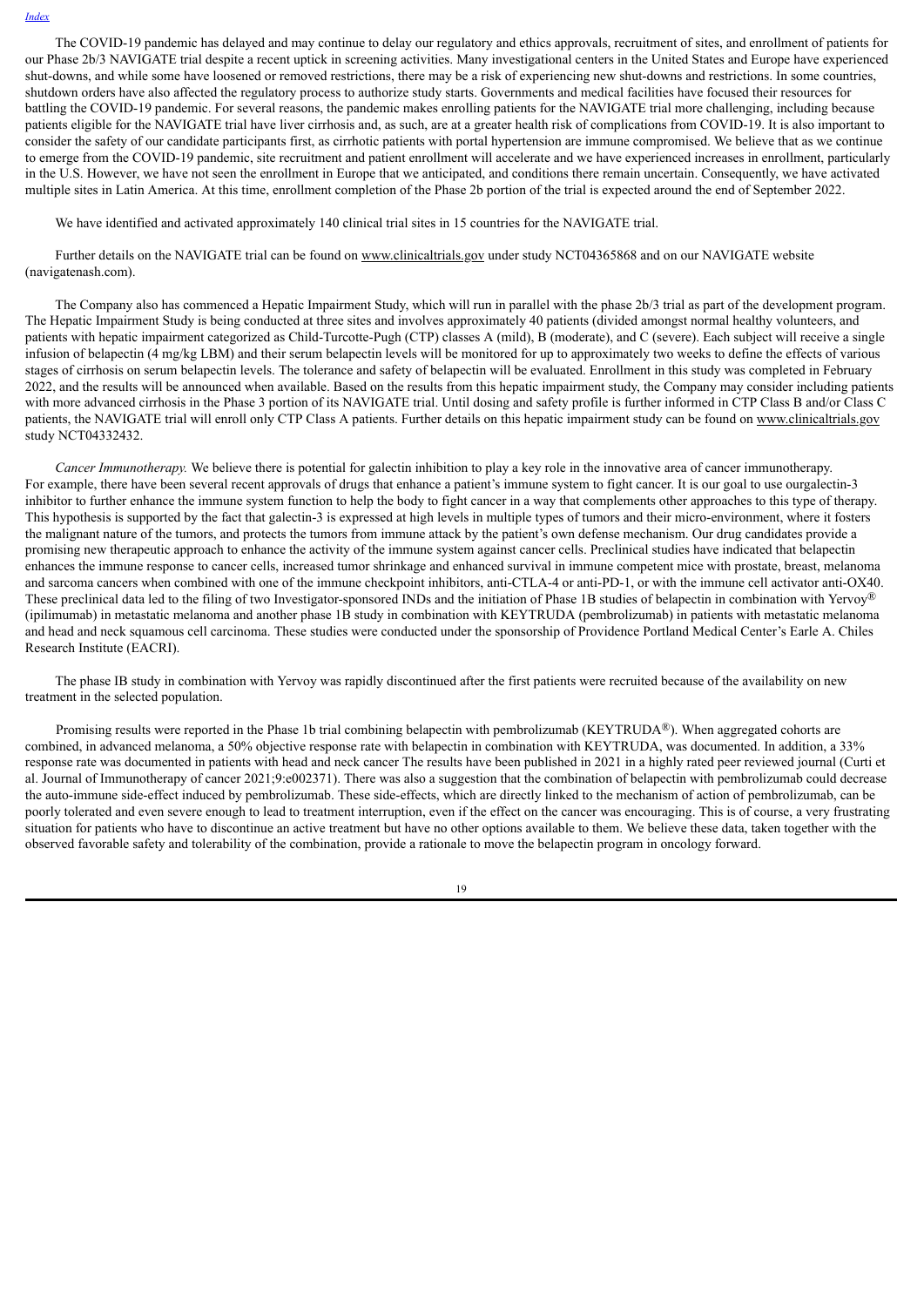The COVID-19 pandemic has delayed and may continue to delay our regulatory and ethics approvals, recruitment of sites, and enrollment of patients for our Phase 2b/3 NAVIGATE trial despite a recent uptick in screening activities. Many investigational centers in the United States and Europe have experienced shut-downs, and while some have loosened or removed restrictions, there may be a risk of experiencing new shut-downs and restrictions. In some countries, shutdown orders have also affected the regulatory process to authorize study starts. Governments and medical facilities have focused their resources for battling the COVID-19 pandemic. For several reasons, the pandemic makes enrolling patients for the NAVIGATE trial more challenging, including because patients eligible for the NAVIGATE trial have liver cirrhosis and, as such, are at a greater health risk of complications from COVID-19. It is also important to consider the safety of our candidate participants first, as cirrhotic patients with portal hypertension are immune compromised. We believe that as we continue to emerge from the COVID-19 pandemic, site recruitment and patient enrollment will accelerate and we have experienced increases in enrollment, particularly in the U.S. However, we have not seen the enrollment in Europe that we anticipated, and conditions there remain uncertain. Consequently, we have activated multiple sites in Latin America. At this time, enrollment completion of the Phase 2b portion of the trial is expected around the end of September 2022.

We have identified and activated approximately 140 clinical trial sites in 15 countries for the NAVIGATE trial.

Further details on the NAVIGATE trial can be found on www.clinicaltrials.gov under study NCT04365868 and on our NAVIGATE website (navigatenash.com).

The Company also has commenced a Hepatic Impairment Study, which will run in parallel with the phase 2b/3 trial as part of the development program. The Hepatic Impairment Study is being conducted at three sites and involves approximately 40 patients (divided amongst normal healthy volunteers, and patients with hepatic impairment categorized as Child-Turcotte-Pugh (CTP) classes A (mild), B (moderate), and C (severe). Each subject will receive a single infusion of belapectin (4 mg/kg LBM) and their serum belapectin levels will be monitored for up to approximately two weeks to define the effects of various stages of cirrhosis on serum belapectin levels. The tolerance and safety of belapectin will be evaluated. Enrollment in this study was completed in February 2022, and the results will be announced when available. Based on the results from this hepatic impairment study, the Company may consider including patients with more advanced cirrhosis in the Phase 3 portion of its NAVIGATE trial. Until dosing and safety profile is further informed in CTP Class B and/or Class C patients, the NAVIGATE trial will enroll only CTP Class A patients. Further details on this hepatic impairment study can be found on www.clinicaltrials.gov study NCT04332432.

*Cancer Immunotherapy.* We believe there is potential for galectin inhibition to play a key role in the innovative area of cancer immunotherapy. For example, there have been several recent approvals of drugs that enhance a patient's immune system to fight cancer. It is our goal to use ourgalectin-3 inhibitor to further enhance the immune system function to help the body to fight cancer in a way that complements other approaches to this type of therapy. This hypothesis is supported by the fact that galectin-3 is expressed at high levels in multiple types of tumors and their micro-environment, where it fosters the malignant nature of the tumors, and protects the tumors from immune attack by the patient's own defense mechanism. Our drug candidates provide a promising new therapeutic approach to enhance the activity of the immune system against cancer cells. Preclinical studies have indicated that belapectin enhances the immune response to cancer cells, increased tumor shrinkage and enhanced survival in immune competent mice with prostate, breast, melanoma and sarcoma cancers when combined with one of the immune checkpoint inhibitors, anti-CTLA-4 or anti-PD-1, or with the immune cell activator anti-OX40. These preclinical data led to the filing of two Investigator-sponsored INDs and the initiation of Phase 1B studies of belapectin in combination with Yervoy® (ipilimumab) in metastatic melanoma and another phase 1B study in combination with KEYTRUDA (pembrolizumab) in patients with metastatic melanoma and head and neck squamous cell carcinoma. These studies were conducted under the sponsorship of Providence Portland Medical Center's Earle A. Chiles Research Institute (EACRI).

The phase IB study in combination with Yervoy was rapidly discontinued after the first patients were recruited because of the availability on new treatment in the selected population.

Promising results were reported in the Phase 1b trial combining belapectin with pembrolizumab (KEYTRUDA®). When aggregated cohorts are combined, in advanced melanoma, a 50% objective response rate with belapectin in combination with KEYTRUDA, was documented. In addition, a 33% response rate was documented in patients with head and neck cancer The results have been published in 2021 in a highly rated peer reviewed journal (Curti et al. Journal of Immunotherapy of cancer 2021;9:e002371). There was also a suggestion that the combination of belapectin with pembrolizumab could decrease the auto-immune side-effect induced by pembrolizumab. These side-effects, which are directly linked to the mechanism of action of pembrolizumab, can be poorly tolerated and even severe enough to lead to treatment interruption, even if the effect on the cancer was encouraging. This is of course, a very frustrating situation for patients who have to discontinue an active treatment but have no other options available to them. We believe these data, taken together with the observed favorable safety and tolerability of the combination, provide a rationale to move the belapectin program in oncology forward.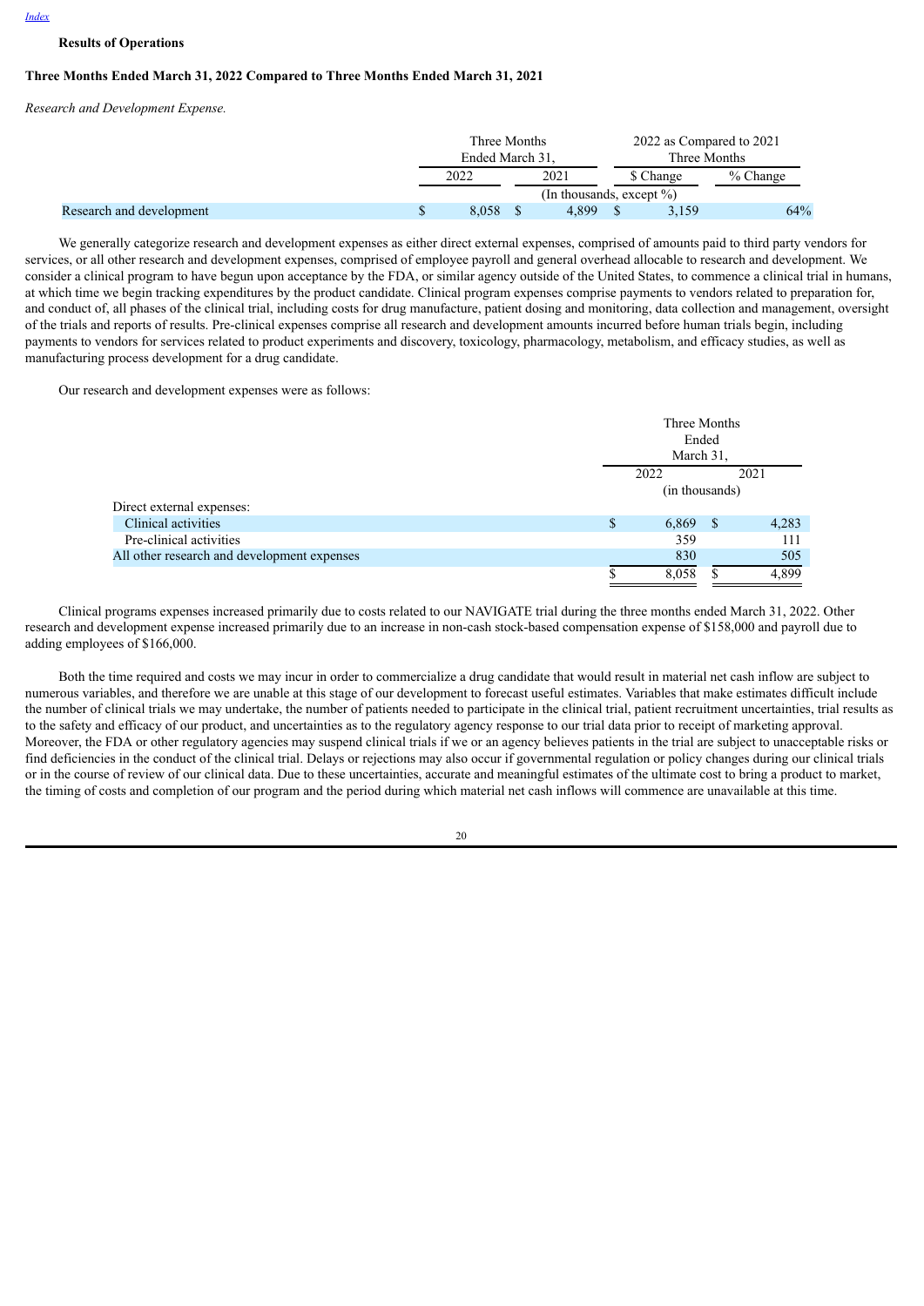**Results of Operations**

**Three Months Ended March 31, 2022 Compared to Three Months Ended March 31, 2021**

*Research and Development Expense.*

| | Three Months Ended March 31, | | 2022 as Compared to 2021 Three Months | |
|---|---|---|---|---|
| | 2022 | 2021 | $ Change | % Change |
| | (In thousands, except %) | | | |
| Research and development | $ 8,058 | $ 4,899 | $ 3,159 | 64% |

We generally categorize research and development expenses as either direct external expenses, comprised of amounts paid to third party vendors for services, or all other research and development expenses, comprised of employee payroll and general overhead allocable to research and development. We consider a clinical program to have begun upon acceptance by the FDA, or similar agency outside of the United States, to commence a clinical trial in humans, at which time we begin tracking expenditures by the product candidate. Clinical program expenses comprise payments to vendors related to preparation for, and conduct of, all phases of the clinical trial, including costs for drug manufacture, patient dosing and monitoring, data collection and management, oversight of the trials and reports of results. Pre-clinical expenses comprise all research and development amounts incurred before human trials begin, including payments to vendors for services related to product experiments and discovery, toxicology, pharmacology, metabolism, and efficacy studies, as well as manufacturing process development for a drug candidate.

Our research and development expenses were as follows:

| | Three Months Ended March 31, | |
|---|---|---|
| | 2022 | 2021 |
| | (in thousands) | |
| Direct external expenses: | | |
| Clinical activities | $ 6,869 | $ 4,283 |
| Pre-clinical activities | 359 | 111 |
| All other research and development expenses | 830 | 505 |
| | $ 8,058 | $ 4,899 |

Clinical programs expenses increased primarily due to costs related to our NAVIGATE trial during the three months ended March 31, 2022. Other research and development expense increased primarily due to an increase in non-cash stock-based compensation expense of $158,000 and payroll due to adding employees of $166,000.

Both the time required and costs we may incur in order to commercialize a drug candidate that would result in material net cash inflow are subject to numerous variables, and therefore we are unable at this stage of our development to forecast useful estimates. Variables that make estimates difficult include the number of clinical trials we may undertake, the number of patients needed to participate in the clinical trial, patient recruitment uncertainties, trial results as to the safety and efficacy of our product, and uncertainties as to the regulatory agency response to our trial data prior to receipt of marketing approval. Moreover, the FDA or other regulatory agencies may suspend clinical trials if we or an agency believes patients in the trial are subject to unacceptable risks or find deficiencies in the conduct of the clinical trial. Delays or rejections may also occur if governmental regulation or policy changes during our clinical trials or in the course of review of our clinical data. Due to these uncertainties, accurate and meaningful estimates of the ultimate cost to bring a product to market, the timing of costs and completion of our program and the period during which material net cash inflows will commence are unavailable at this time.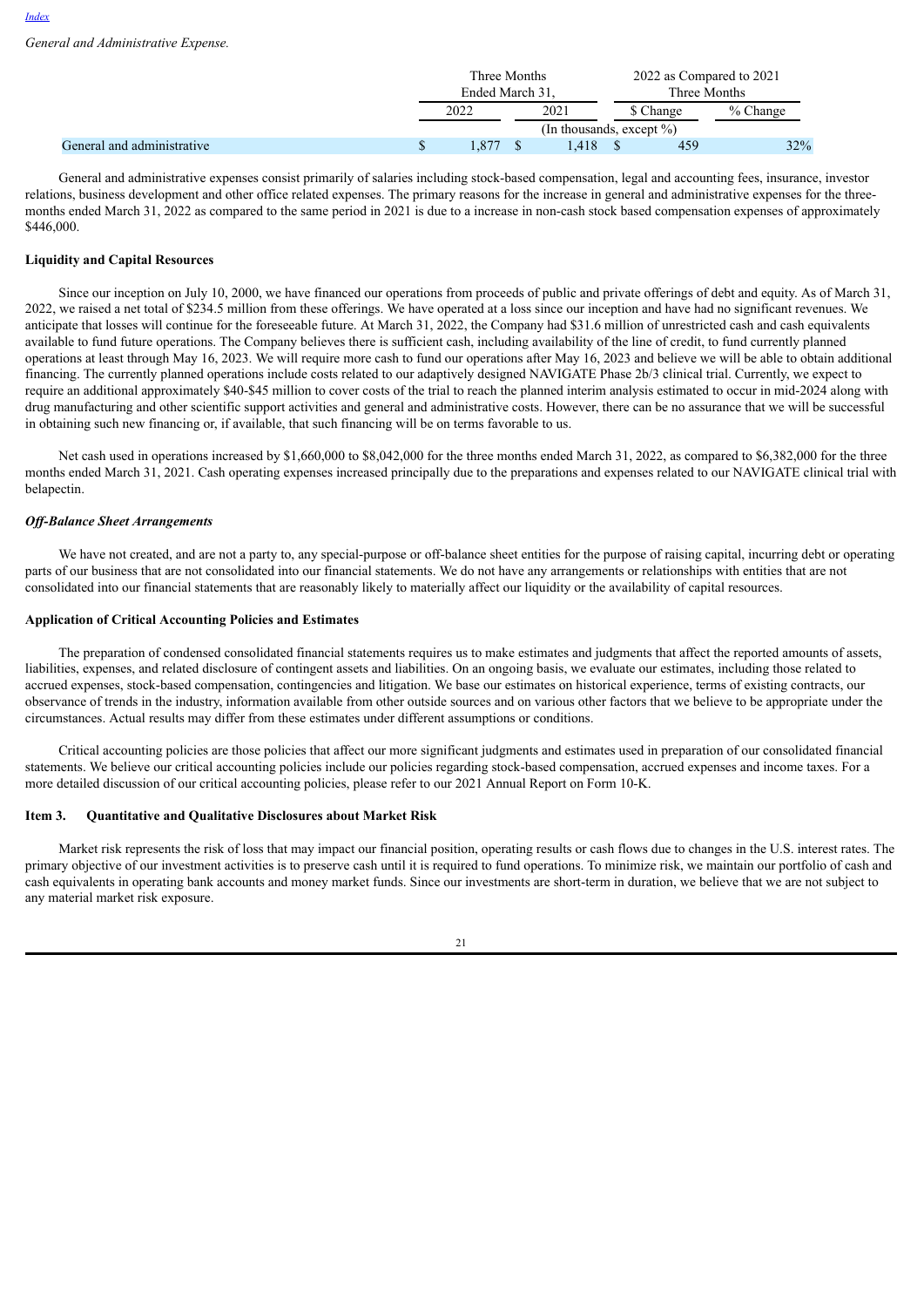[Index](#)

*General and Administrative Expense.*

| | Three Months Ended March 31, | | 2022 as Compared to 2021 Three Months | |
|---|---|---|---|---|
| | 2022 | 2021 | $ Change | % Change |
| | (In thousands, except %) | | | |
| General and administrative | $ 1,877 | $ 1,418 | $ 459 | 32% |

General and administrative expenses consist primarily of salaries including stock-based compensation, legal and accounting fees, insurance, investor relations, business development and other office related expenses. The primary reasons for the increase in general and administrative expenses for the three-months ended March 31, 2022 as compared to the same period in 2021 is due to a increase in non-cash stock based compensation expenses of approximately $446,000.

**Liquidity and Capital Resources**

Since our inception on July 10, 2000, we have financed our operations from proceeds of public and private offerings of debt and equity. As of March 31, 2022, we raised a net total of $234.5 million from these offerings. We have operated at a loss since our inception and have had no significant revenues. We anticipate that losses will continue for the foreseeable future. At March 31, 2022, the Company had $31.6 million of unrestricted cash and cash equivalents available to fund future operations. The Company believes there is sufficient cash, including availability of the line of credit, to fund currently planned operations at least through May 16, 2023. We will require more cash to fund our operations after May 16, 2023 and believe we will be able to obtain additional financing. The currently planned operations include costs related to our adaptively designed NAVIGATE Phase 2b/3 clinical trial. Currently, we expect to require an additional approximately $40-$45 million to cover costs of the trial to reach the planned interim analysis estimated to occur in mid-2024 along with drug manufacturing and other scientific support activities and general and administrative costs. However, there can be no assurance that we will be successful in obtaining such new financing or, if available, that such financing will be on terms favorable to us.

Net cash used in operations increased by $1,660,000 to $8,042,000 for the three months ended March 31, 2022, as compared to $6,382,000 for the three months ended March 31, 2021. Cash operating expenses increased principally due to the preparations and expenses related to our NAVIGATE clinical trial with belapectin.

***Off-Balance Sheet Arrangements***

We have not created, and are not a party to, any special-purpose or off-balance sheet entities for the purpose of raising capital, incurring debt or operating parts of our business that are not consolidated into our financial statements. We do not have any arrangements or relationships with entities that are not consolidated into our financial statements that are reasonably likely to materially affect our liquidity or the availability of capital resources.

**Application of Critical Accounting Policies and Estimates**

The preparation of condensed consolidated financial statements requires us to make estimates and judgments that affect the reported amounts of assets, liabilities, expenses, and related disclosure of contingent assets and liabilities. On an ongoing basis, we evaluate our estimates, including those related to accrued expenses, stock-based compensation, contingencies and litigation. We base our estimates on historical experience, terms of existing contracts, our observance of trends in the industry, information available from other outside sources and on various other factors that we believe to be appropriate under the circumstances. Actual results may differ from these estimates under different assumptions or conditions.

Critical accounting policies are those policies that affect our more significant judgments and estimates used in preparation of our consolidated financial statements. We believe our critical accounting policies include our policies regarding stock-based compensation, accrued expenses and income taxes. For a more detailed discussion of our critical accounting policies, please refer to our 2021 Annual Report on Form 10-K.

**Item 3. Quantitative and Qualitative Disclosures about Market Risk**

Market risk represents the risk of loss that may impact our financial position, operating results or cash flows due to changes in the U.S. interest rates. The primary objective of our investment activities is to preserve cash until it is required to fund operations. To minimize risk, we maintain our portfolio of cash and cash equivalents in operating bank accounts and money market funds. Since our investments are short-term in duration, we believe that we are not subject to any material market risk exposure.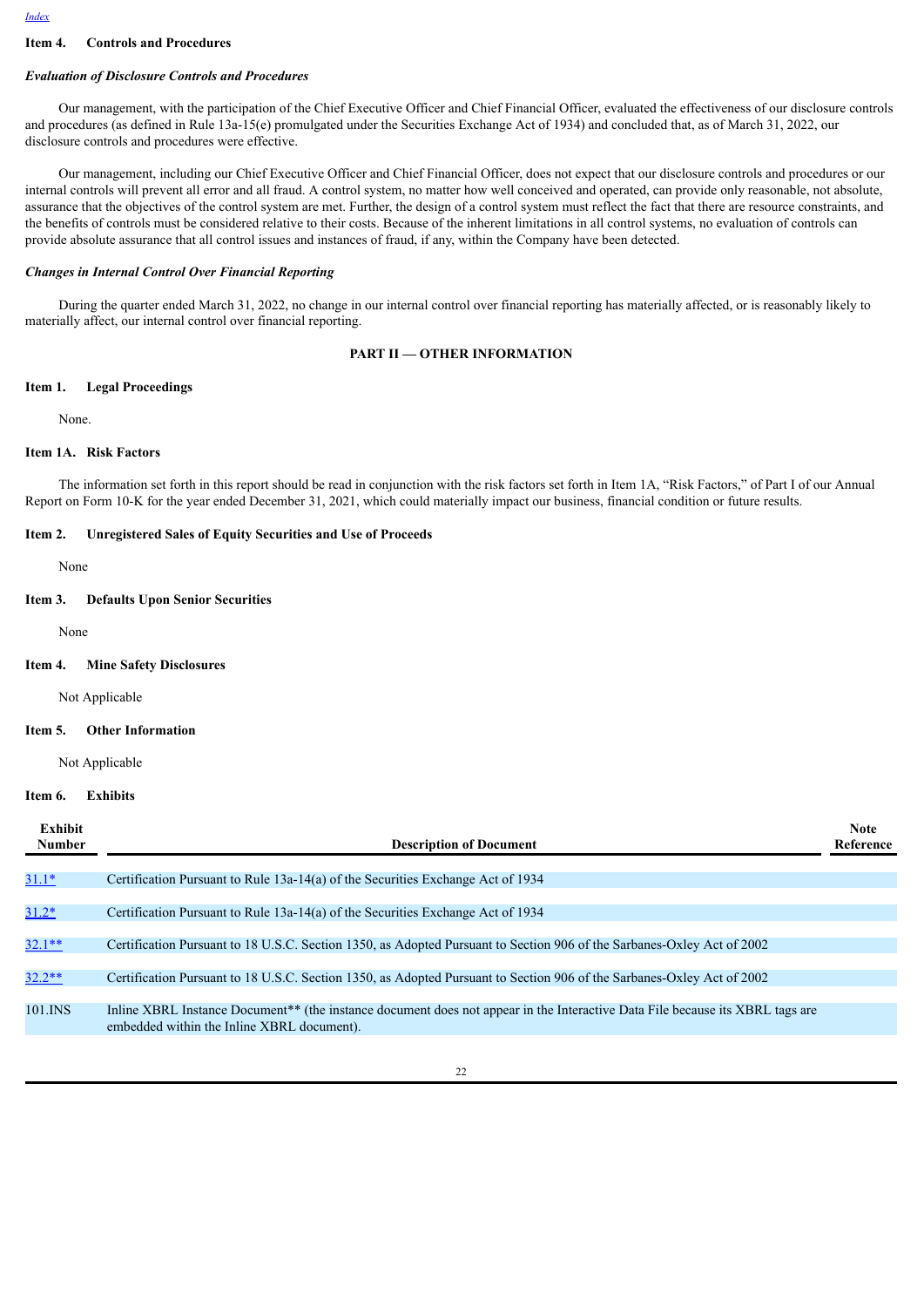[Index](#)

### Item 4. Controls and Procedures

***Evaluation of Disclosure Controls and Procedures***

Our management, with the participation of the Chief Executive Officer and Chief Financial Officer, evaluated the effectiveness of our disclosure controls and procedures (as defined in Rule 13a-15(e) promulgated under the Securities Exchange Act of 1934) and concluded that, as of March 31, 2022, our disclosure controls and procedures were effective.

Our management, including our Chief Executive Officer and Chief Financial Officer, does not expect that our disclosure controls and procedures or our internal controls will prevent all error and all fraud. A control system, no matter how well conceived and operated, can provide only reasonable, not absolute, assurance that the objectives of the control system are met. Further, the design of a control system must reflect the fact that there are resource constraints, and the benefits of controls must be considered relative to their costs. Because of the inherent limitations in all control systems, no evaluation of controls can provide absolute assurance that all control issues and instances of fraud, if any, within the Company have been detected.

***Changes in Internal Control Over Financial Reporting***

During the quarter ended March 31, 2022, no change in our internal control over financial reporting has materially affected, or is reasonably likely to materially affect, our internal control over financial reporting.

## PART II — OTHER INFORMATION

### Item 1. Legal Proceedings

None.

### Item 1A. Risk Factors

The information set forth in this report should be read in conjunction with the risk factors set forth in Item 1A, "Risk Factors," of Part I of our Annual Report on Form 10-K for the year ended December 31, 2021, which could materially impact our business, financial condition or future results.

### Item 2. Unregistered Sales of Equity Securities and Use of Proceeds

None

### Item 3. Defaults Upon Senior Securities

None

### Item 4. Mine Safety Disclosures

Not Applicable

### Item 5. Other Information

Not Applicable

### Item 6. Exhibits

| Exhibit Number | Description of Document | Note Reference |
|---|---|---|
| 31.1* | Certification Pursuant to Rule 13a-14(a) of the Securities Exchange Act of 1934 | |
| 31.2* | Certification Pursuant to Rule 13a-14(a) of the Securities Exchange Act of 1934 | |
| 32.1** | Certification Pursuant to 18 U.S.C. Section 1350, as Adopted Pursuant to Section 906 of the Sarbanes-Oxley Act of 2002 | |
| 32.2** | Certification Pursuant to 18 U.S.C. Section 1350, as Adopted Pursuant to Section 906 of the Sarbanes-Oxley Act of 2002 | |
| 101.INS | Inline XBRL Instance Document** (the instance document does not appear in the Interactive Data File because its XBRL tags are embedded within the Inline XBRL document). | |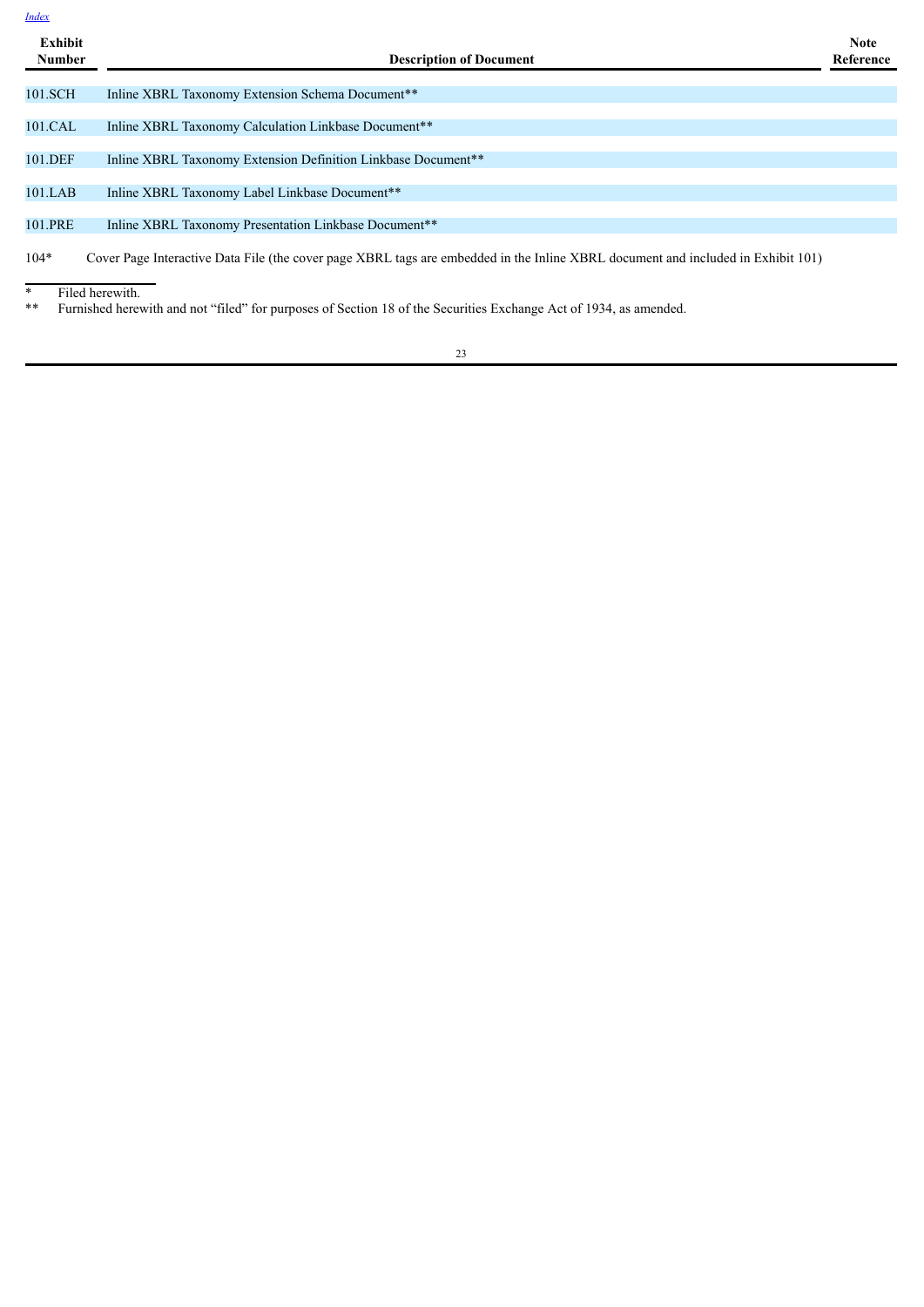[Index](#)

| Exhibit Number | Description of Document | Note Reference |
| --- | --- | --- |
| 101.SCH | Inline XBRL Taxonomy Extension Schema Document** | |
| 101.CAL | Inline XBRL Taxonomy Calculation Linkbase Document** | |
| 101.DEF | Inline XBRL Taxonomy Extension Definition Linkbase Document** | |
| 101.LAB | Inline XBRL Taxonomy Label Linkbase Document** | |
| 101.PRE | Inline XBRL Taxonomy Presentation Linkbase Document** | |
| 104* | Cover Page Interactive Data File (the cover page XBRL tags are embedded in the Inline XBRL document and included in Exhibit 101) | |

\* Filed herewith.

** Furnished herewith and not “filed” for purposes of Section 18 of the Securities Exchange Act of 1934, as amended.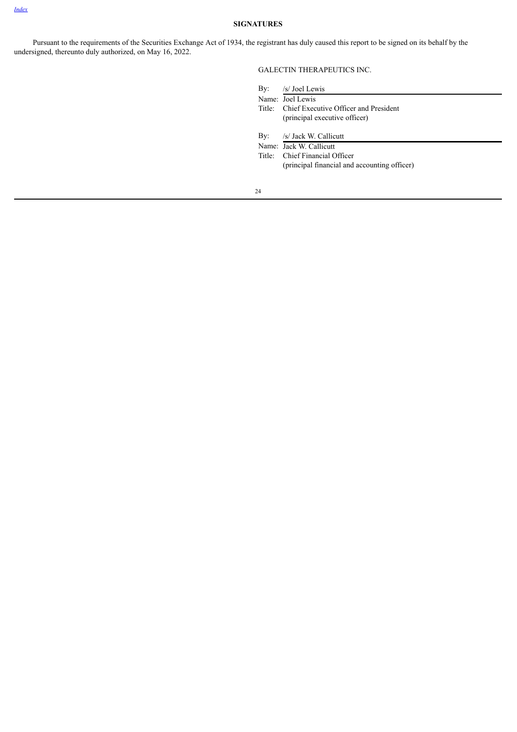## SIGNATURES

Pursuant to the requirements of the Securities Exchange Act of 1934, the registrant has duly caused this report to be signed on its behalf by the undersigned, thereunto duly authorized, on May 16, 2022.

GALECTIN THERAPEUTICS INC.

By: /s/ Joel Lewis
Name: Joel Lewis
Title: Chief Executive Officer and President
(principal executive officer)

By: /s/ Jack W. Callicutt
Name: Jack W. Callicutt
Title: Chief Financial Officer
(principal financial and accounting officer)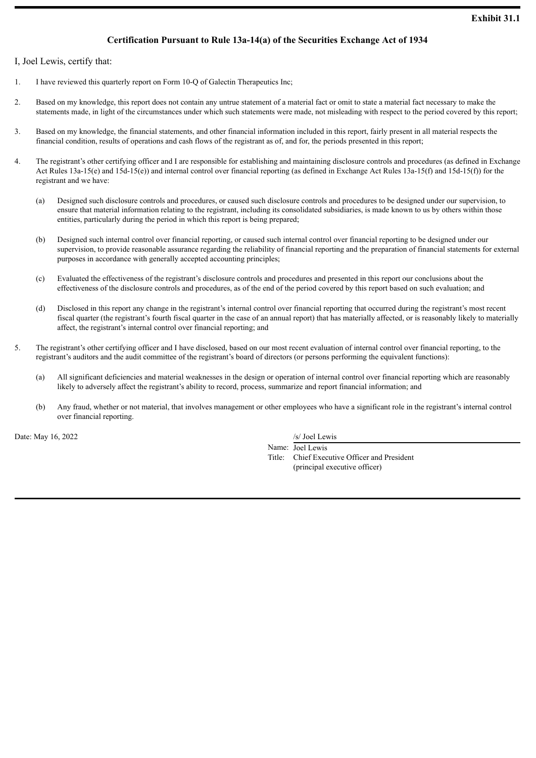**Exhibit 31.1**

**Certification Pursuant to Rule 13a-14(a) of the Securities Exchange Act of 1934**

I, Joel Lewis, certify that:

1. I have reviewed this quarterly report on Form 10-Q of Galectin Therapeutics Inc;

2. Based on my knowledge, this report does not contain any untrue statement of a material fact or omit to state a material fact necessary to make the statements made, in light of the circumstances under which such statements were made, not misleading with respect to the period covered by this report;

3. Based on my knowledge, the financial statements, and other financial information included in this report, fairly present in all material respects the financial condition, results of operations and cash flows of the registrant as of, and for, the periods presented in this report;

4. The registrant's other certifying officer and I are responsible for establishing and maintaining disclosure controls and procedures (as defined in Exchange Act Rules 13a-15(e) and 15d-15(e)) and internal control over financial reporting (as defined in Exchange Act Rules 13a-15(f) and 15d-15(f)) for the registrant and we have:

   (a) Designed such disclosure controls and procedures, or caused such disclosure controls and procedures to be designed under our supervision, to ensure that material information relating to the registrant, including its consolidated subsidiaries, is made known to us by others within those entities, particularly during the period in which this report is being prepared;

   (b) Designed such internal control over financial reporting, or caused such internal control over financial reporting to be designed under our supervision, to provide reasonable assurance regarding the reliability of financial reporting and the preparation of financial statements for external purposes in accordance with generally accepted accounting principles;

   (c) Evaluated the effectiveness of the registrant's disclosure controls and procedures and presented in this report our conclusions about the effectiveness of the disclosure controls and procedures, as of the end of the period covered by this report based on such evaluation; and

   (d) Disclosed in this report any change in the registrant's internal control over financial reporting that occurred during the registrant's most recent fiscal quarter (the registrant's fourth fiscal quarter in the case of an annual report) that has materially affected, or is reasonably likely to materially affect, the registrant's internal control over financial reporting; and

5. The registrant's other certifying officer and I have disclosed, based on our most recent evaluation of internal control over financial reporting, to the registrant's auditors and the audit committee of the registrant's board of directors (or persons performing the equivalent functions):

   (a) All significant deficiencies and material weaknesses in the design or operation of internal control over financial reporting which are reasonably likely to adversely affect the registrant's ability to record, process, summarize and report financial information; and

   (b) Any fraud, whether or not material, that involves management or other employees who have a significant role in the registrant's internal control over financial reporting.

Date: May 16, 2022

/s/ Joel Lewis

Name: Joel Lewis
Title: Chief Executive Officer and President
(principal executive officer)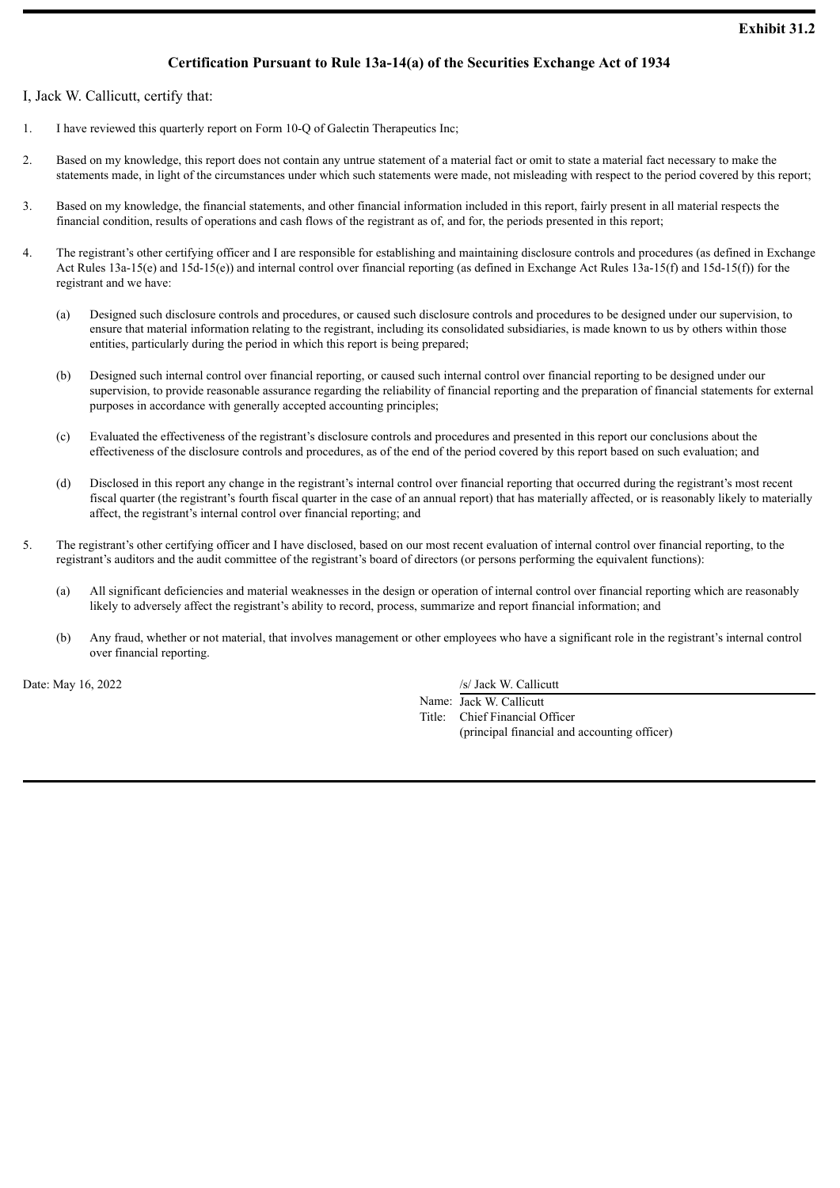**Exhibit 31.2**

**Certification Pursuant to Rule 13a-14(a) of the Securities Exchange Act of 1934**

I, Jack W. Callicutt, certify that:

1. I have reviewed this quarterly report on Form 10-Q of Galectin Therapeutics Inc;

2. Based on my knowledge, this report does not contain any untrue statement of a material fact or omit to state a material fact necessary to make the statements made, in light of the circumstances under which such statements were made, not misleading with respect to the period covered by this report;

3. Based on my knowledge, the financial statements, and other financial information included in this report, fairly present in all material respects the financial condition, results of operations and cash flows of the registrant as of, and for, the periods presented in this report;

4. The registrant's other certifying officer and I are responsible for establishing and maintaining disclosure controls and procedures (as defined in Exchange Act Rules 13a-15(e) and 15d-15(e)) and internal control over financial reporting (as defined in Exchange Act Rules 13a-15(f) and 15d-15(f)) for the registrant and we have:

   (a) Designed such disclosure controls and procedures, or caused such disclosure controls and procedures to be designed under our supervision, to ensure that material information relating to the registrant, including its consolidated subsidiaries, is made known to us by others within those entities, particularly during the period in which this report is being prepared;

   (b) Designed such internal control over financial reporting, or caused such internal control over financial reporting to be designed under our supervision, to provide reasonable assurance regarding the reliability of financial reporting and the preparation of financial statements for external purposes in accordance with generally accepted accounting principles;

   (c) Evaluated the effectiveness of the registrant's disclosure controls and procedures and presented in this report our conclusions about the effectiveness of the disclosure controls and procedures, as of the end of the period covered by this report based on such evaluation; and

   (d) Disclosed in this report any change in the registrant's internal control over financial reporting that occurred during the registrant's most recent fiscal quarter (the registrant's fourth fiscal quarter in the case of an annual report) that has materially affected, or is reasonably likely to materially affect, the registrant's internal control over financial reporting; and

5. The registrant's other certifying officer and I have disclosed, based on our most recent evaluation of internal control over financial reporting, to the registrant's auditors and the audit committee of the registrant's board of directors (or persons performing the equivalent functions):

   (a) All significant deficiencies and material weaknesses in the design or operation of internal control over financial reporting which are reasonably likely to adversely affect the registrant's ability to record, process, summarize and report financial information; and

   (b) Any fraud, whether or not material, that involves management or other employees who have a significant role in the registrant's internal control over financial reporting.

Date: May 16, 2022

/s/ Jack W. Callicutt

Name: Jack W. Callicutt

Title: Chief Financial Officer
(principal financial and accounting officer)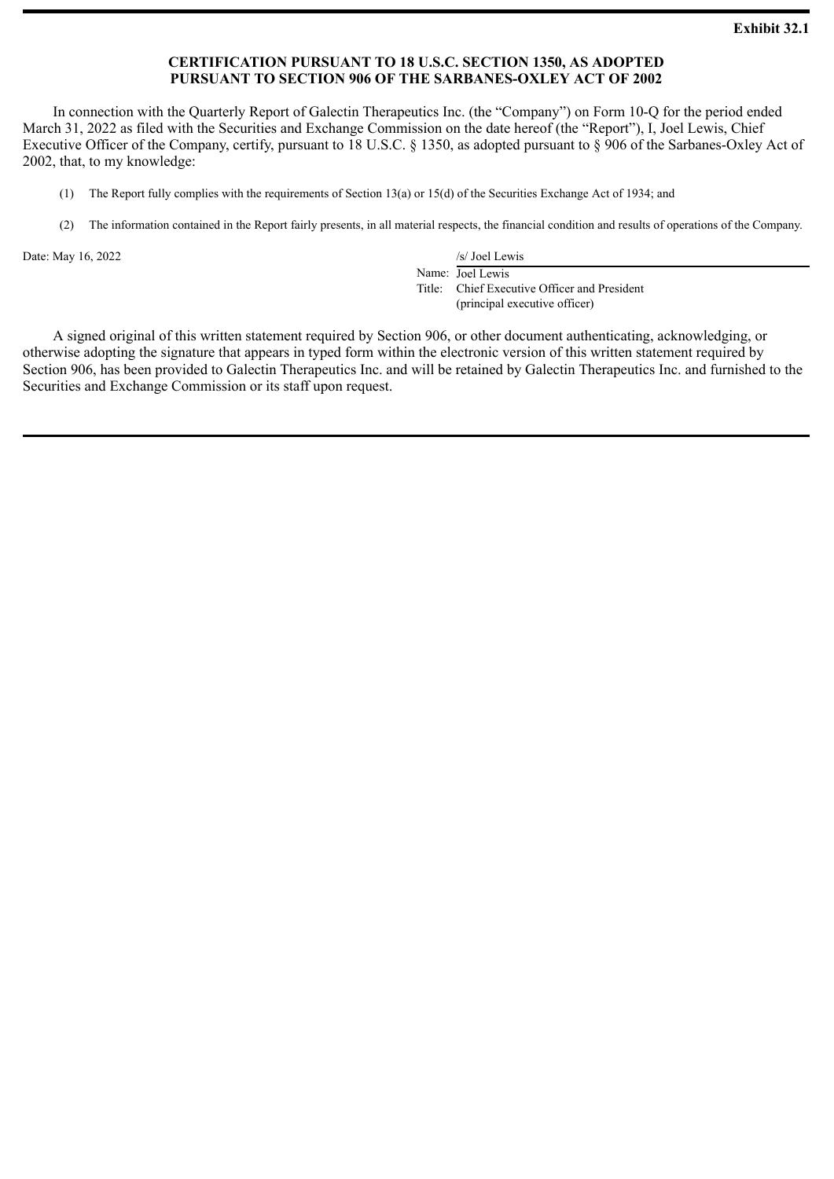**Exhibit 32.1**

**CERTIFICATION PURSUANT TO 18 U.S.C. SECTION 1350, AS ADOPTED PURSUANT TO SECTION 906 OF THE SARBANES-OXLEY ACT OF 2002**

In connection with the Quarterly Report of Galectin Therapeutics Inc. (the "Company") on Form 10-Q for the period ended March 31, 2022 as filed with the Securities and Exchange Commission on the date hereof (the "Report"), I, Joel Lewis, Chief Executive Officer of the Company, certify, pursuant to 18 U.S.C. § 1350, as adopted pursuant to § 906 of the Sarbanes-Oxley Act of 2002, that, to my knowledge:

(1) The Report fully complies with the requirements of Section 13(a) or 15(d) of the Securities Exchange Act of 1934; and

(2) The information contained in the Report fairly presents, in all material respects, the financial condition and results of operations of the Company.

Date: May 16, 2022

/s/ Joel Lewis

Name: Joel Lewis

Title: Chief Executive Officer and President (principal executive officer)

A signed original of this written statement required by Section 906, or other document authenticating, acknowledging, or otherwise adopting the signature that appears in typed form within the electronic version of this written statement required by Section 906, has been provided to Galectin Therapeutics Inc. and will be retained by Galectin Therapeutics Inc. and furnished to the Securities and Exchange Commission or its staff upon request.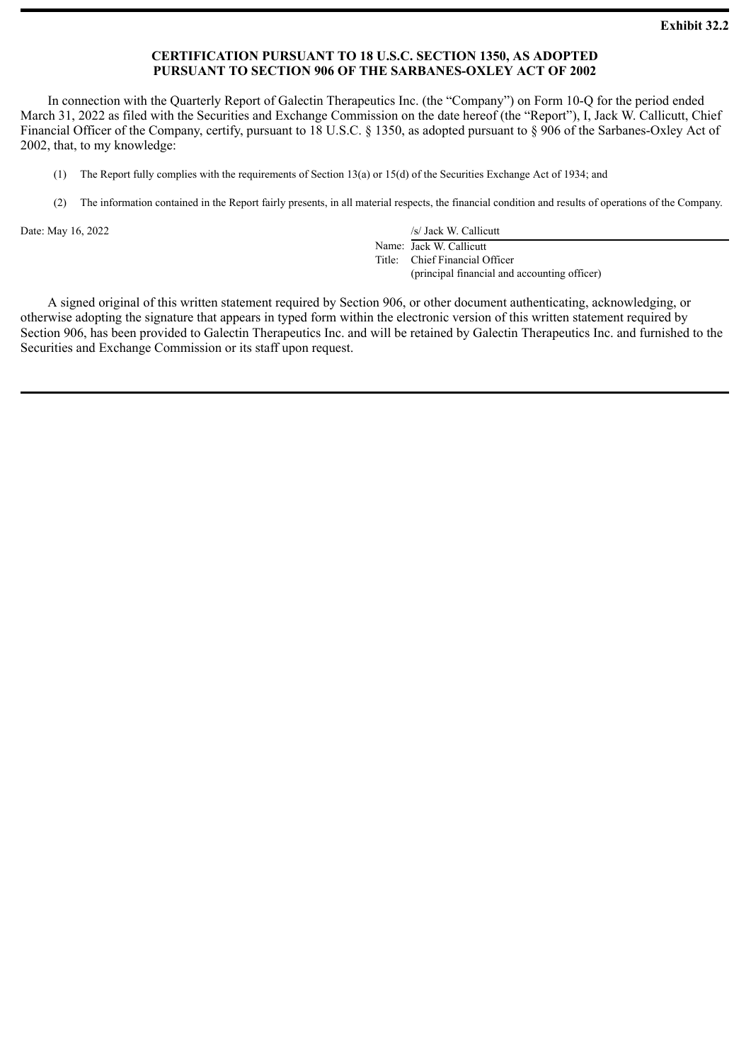**Exhibit 32.2**

**CERTIFICATION PURSUANT TO 18 U.S.C. SECTION 1350, AS ADOPTED PURSUANT TO SECTION 906 OF THE SARBANES-OXLEY ACT OF 2002**

In connection with the Quarterly Report of Galectin Therapeutics Inc. (the "Company") on Form 10-Q for the period ended March 31, 2022 as filed with the Securities and Exchange Commission on the date hereof (the "Report"), I, Jack W. Callicutt, Chief Financial Officer of the Company, certify, pursuant to 18 U.S.C. § 1350, as adopted pursuant to § 906 of the Sarbanes-Oxley Act of 2002, that, to my knowledge:

(1) The Report fully complies with the requirements of Section 13(a) or 15(d) of the Securities Exchange Act of 1934; and

(2) The information contained in the Report fairly presents, in all material respects, the financial condition and results of operations of the Company.

Date: May 16, 2022

/s/ Jack W. Callicutt

Name: Jack W. Callicutt
Title: Chief Financial Officer
(principal financial and accounting officer)

A signed original of this written statement required by Section 906, or other document authenticating, acknowledging, or otherwise adopting the signature that appears in typed form within the electronic version of this written statement required by Section 906, has been provided to Galectin Therapeutics Inc. and will be retained by Galectin Therapeutics Inc. and furnished to the Securities and Exchange Commission or its staff upon request.